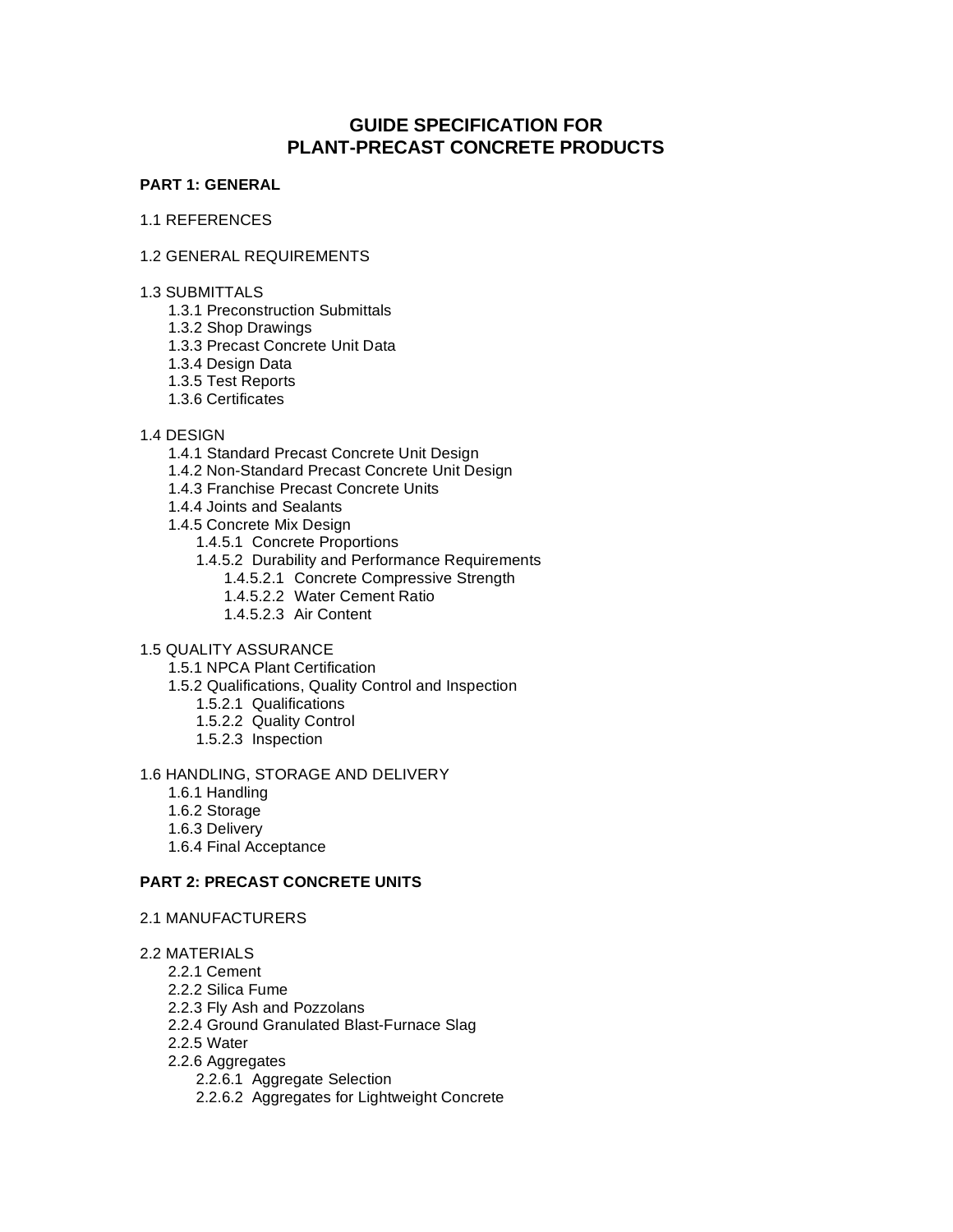# GUIDE SPECIFICATION FOR PLANT-PRECAST CONCRETE PRODUCTS

**PART 1: GENERAL**

1.1 REFERENCES

1.2 GENERAL REQUIREMENTS

1.3 SUBMITTALS
- 1.3.1 Preconstruction Submittals
- 1.3.2 Shop Drawings
- 1.3.3 Precast Concrete Unit Data
- 1.3.4 Design Data
- 1.3.5 Test Reports
- 1.3.6 Certificates

1.4 DESIGN
- 1.4.1 Standard Precast Concrete Unit Design
- 1.4.2 Non-Standard Precast Concrete Unit Design
- 1.4.3 Franchise Precast Concrete Units
- 1.4.4 Joints and Sealants
- 1.4.5 Concrete Mix Design
  - 1.4.5.1 Concrete Proportions
  - 1.4.5.2 Durability and Performance Requirements
    - 1.4.5.2.1 Concrete Compressive Strength
    - 1.4.5.2.2 Water Cement Ratio
    - 1.4.5.2.3 Air Content

1.5 QUALITY ASSURANCE
- 1.5.1 NPCA Plant Certification
- 1.5.2 Qualifications, Quality Control and Inspection
  - 1.5.2.1 Qualifications
  - 1.5.2.2 Quality Control
  - 1.5.2.3 Inspection

1.6 HANDLING, STORAGE AND DELIVERY
- 1.6.1 Handling
- 1.6.2 Storage
- 1.6.3 Delivery
- 1.6.4 Final Acceptance

**PART 2: PRECAST CONCRETE UNITS**

2.1 MANUFACTURERS

2.2 MATERIALS
- 2.2.1 Cement
- 2.2.2 Silica Fume
- 2.2.3 Fly Ash and Pozzolans
- 2.2.4 Ground Granulated Blast-Furnace Slag
- 2.2.5 Water
- 2.2.6 Aggregates
  - 2.2.6.1 Aggregate Selection
  - 2.2.6.2 Aggregates for Lightweight Concrete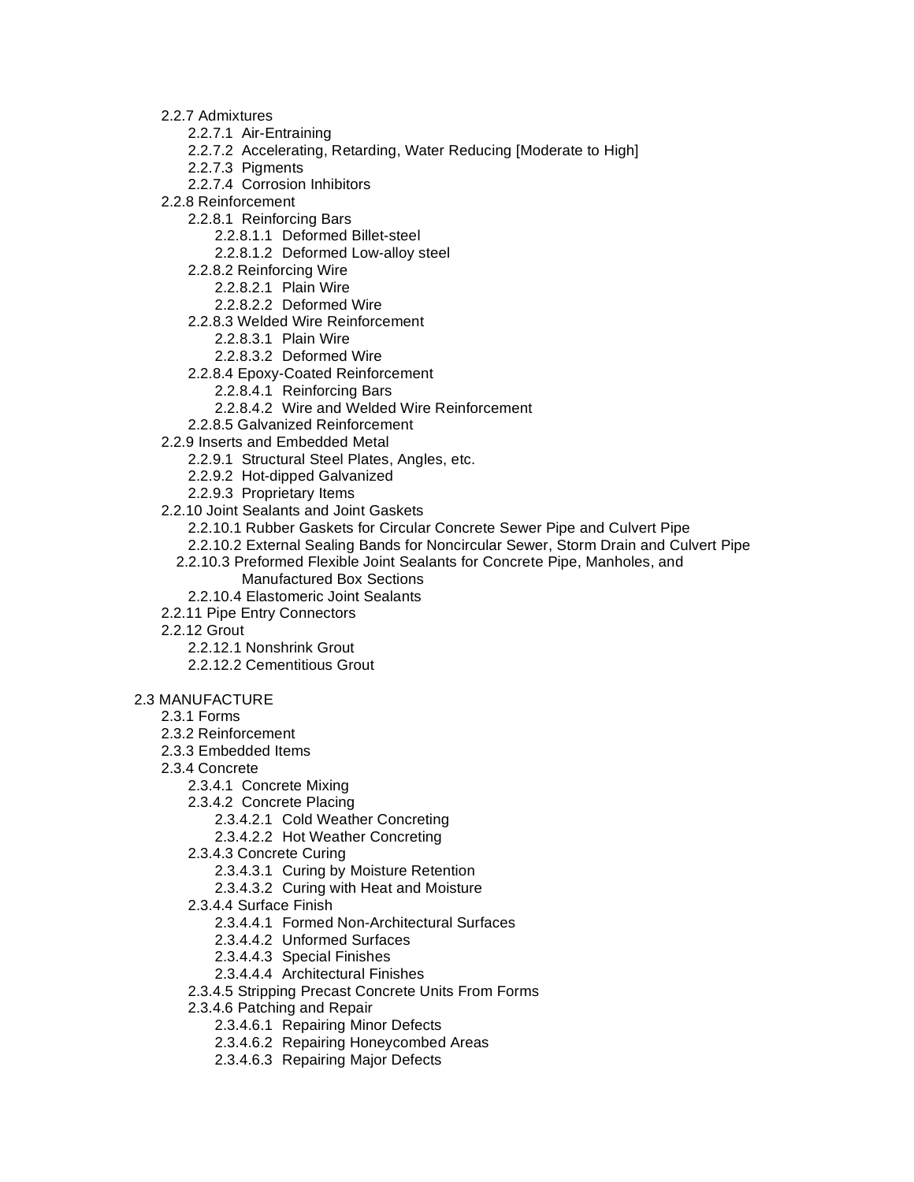- 2.2.7 Admixtures
  - 2.2.7.1 Air-Entraining
  - 2.2.7.2 Accelerating, Retarding, Water Reducing [Moderate to High]
  - 2.2.7.3 Pigments
  - 2.2.7.4 Corrosion Inhibitors
- 2.2.8 Reinforcement
  - 2.2.8.1 Reinforcing Bars
    - 2.2.8.1.1 Deformed Billet-steel
    - 2.2.8.1.2 Deformed Low-alloy steel
  - 2.2.8.2 Reinforcing Wire
    - 2.2.8.2.1 Plain Wire
    - 2.2.8.2.2 Deformed Wire
  - 2.2.8.3 Welded Wire Reinforcement
    - 2.2.8.3.1 Plain Wire
    - 2.2.8.3.2 Deformed Wire
  - 2.2.8.4 Epoxy-Coated Reinforcement
    - 2.2.8.4.1 Reinforcing Bars
    - 2.2.8.4.2 Wire and Welded Wire Reinforcement
  - 2.2.8.5 Galvanized Reinforcement
- 2.2.9 Inserts and Embedded Metal
  - 2.2.9.1 Structural Steel Plates, Angles, etc.
  - 2.2.9.2 Hot-dipped Galvanized
  - 2.2.9.3 Proprietary Items
- 2.2.10 Joint Sealants and Joint Gaskets
  - 2.2.10.1 Rubber Gaskets for Circular Concrete Sewer Pipe and Culvert Pipe
  - 2.2.10.2 External Sealing Bands for Noncircular Sewer, Storm Drain and Culvert Pipe
  - 2.2.10.3 Preformed Flexible Joint Sealants for Concrete Pipe, Manholes, and Manufactured Box Sections
  - 2.2.10.4 Elastomeric Joint Sealants
- 2.2.11 Pipe Entry Connectors
- 2.2.12 Grout
  - 2.2.12.1 Nonshrink Grout
  - 2.2.12.2 Cementitious Grout

2.3 MANUFACTURE

- 2.3.1 Forms
- 2.3.2 Reinforcement
- 2.3.3 Embedded Items
- 2.3.4 Concrete
  - 2.3.4.1 Concrete Mixing
  - 2.3.4.2 Concrete Placing
    - 2.3.4.2.1 Cold Weather Concreting
    - 2.3.4.2.2 Hot Weather Concreting
  - 2.3.4.3 Concrete Curing
    - 2.3.4.3.1 Curing by Moisture Retention
    - 2.3.4.3.2 Curing with Heat and Moisture
  - 2.3.4.4 Surface Finish
    - 2.3.4.4.1 Formed Non-Architectural Surfaces
    - 2.3.4.4.2 Unformed Surfaces
    - 2.3.4.4.3 Special Finishes
    - 2.3.4.4.4 Architectural Finishes
  - 2.3.4.5 Stripping Precast Concrete Units From Forms
  - 2.3.4.6 Patching and Repair
    - 2.3.4.6.1 Repairing Minor Defects
    - 2.3.4.6.2 Repairing Honeycombed Areas
    - 2.3.4.6.3 Repairing Major Defects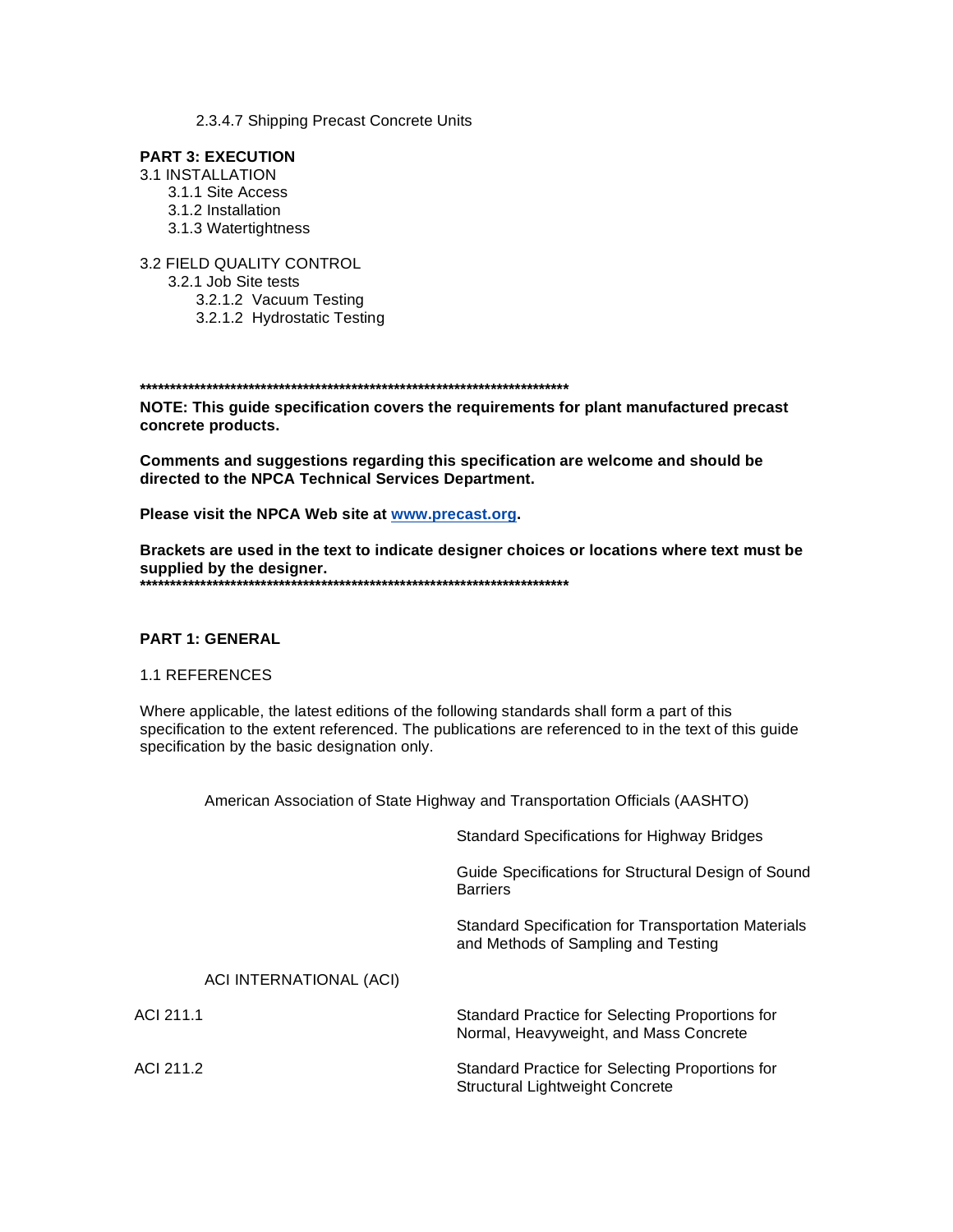2.3.4.7 Shipping Precast Concrete Units

**PART 3: EXECUTION**

3.1 INSTALLATION
- 3.1.1 Site Access
- 3.1.2 Installation
- 3.1.3 Watertightness

3.2 FIELD QUALITY CONTROL
- 3.2.1 Job Site tests
  - 3.2.1.2 Vacuum Testing
  - 3.2.1.2 Hydrostatic Testing

**************************************************************************

**NOTE: This guide specification covers the requirements for plant manufactured precast concrete products.**

**Comments and suggestions regarding this specification are welcome and should be directed to the NPCA Technical Services Department.**

**Please visit the NPCA Web site at [www.precast.org](http://www.precast.org).**

**Brackets are used in the text to indicate designer choices or locations where text must be supplied by the designer.**

**************************************************************************

## PART 1: GENERAL

1.1 REFERENCES

Where applicable, the latest editions of the following standards shall form a part of this specification to the extent referenced. The publications are referenced to in the text of this guide specification by the basic designation only.

American Association of State Highway and Transportation Officials (AASHTO)

| | |
|---|---|
| | Standard Specifications for Highway Bridges |
| | Guide Specifications for Structural Design of Sound Barriers |
| | Standard Specification for Transportation Materials and Methods of Sampling and Testing |

ACI INTERNATIONAL (ACI)

| | |
|---|---|
| ACI 211.1 | Standard Practice for Selecting Proportions for Normal, Heavyweight, and Mass Concrete |
| ACI 211.2 | Standard Practice for Selecting Proportions for Structural Lightweight Concrete |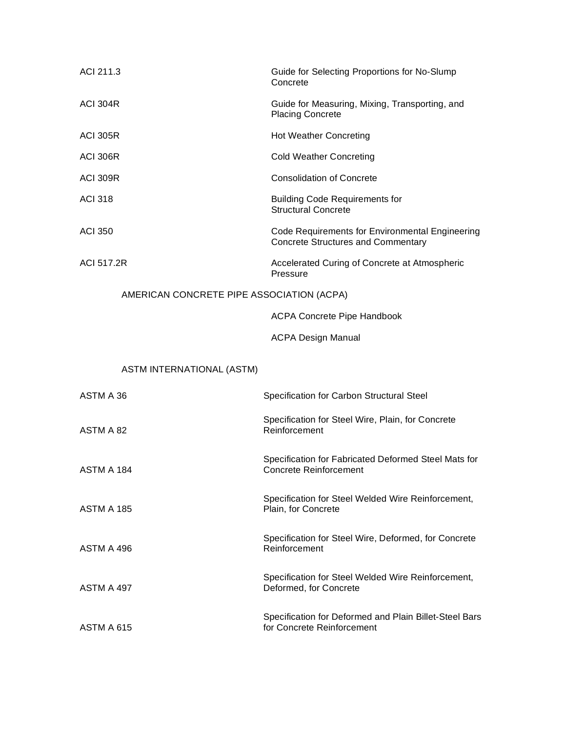| | |
|---|---|
| ACI 211.3 | Guide for Selecting Proportions for No-Slump Concrete |
| ACI 304R | Guide for Measuring, Mixing, Transporting, and Placing Concrete |
| ACI 305R | Hot Weather Concreting |
| ACI 306R | Cold Weather Concreting |
| ACI 309R | Consolidation of Concrete |
| ACI 318 | Building Code Requirements for Structural Concrete |
| ACI 350 | Code Requirements for Environmental Engineering Concrete Structures and Commentary |
| ACI 517.2R | Accelerated Curing of Concrete at Atmospheric Pressure |

AMERICAN CONCRETE PIPE ASSOCIATION (ACPA)

| | |
|---|---|
| | ACPA Concrete Pipe Handbook |
| | ACPA Design Manual |

ASTM INTERNATIONAL (ASTM)

| | |
|---|---|
| ASTM A 36 | Specification for Carbon Structural Steel |
| ASTM A 82 | Specification for Steel Wire, Plain, for Concrete Reinforcement |
| ASTM A 184 | Specification for Fabricated Deformed Steel Mats for Concrete Reinforcement |
| ASTM A 185 | Specification for Steel Welded Wire Reinforcement, Plain, for Concrete |
| ASTM A 496 | Specification for Steel Wire, Deformed, for Concrete Reinforcement |
| ASTM A 497 | Specification for Steel Welded Wire Reinforcement, Deformed, for Concrete |
| ASTM A 615 | Specification for Deformed and Plain Billet-Steel Bars for Concrete Reinforcement |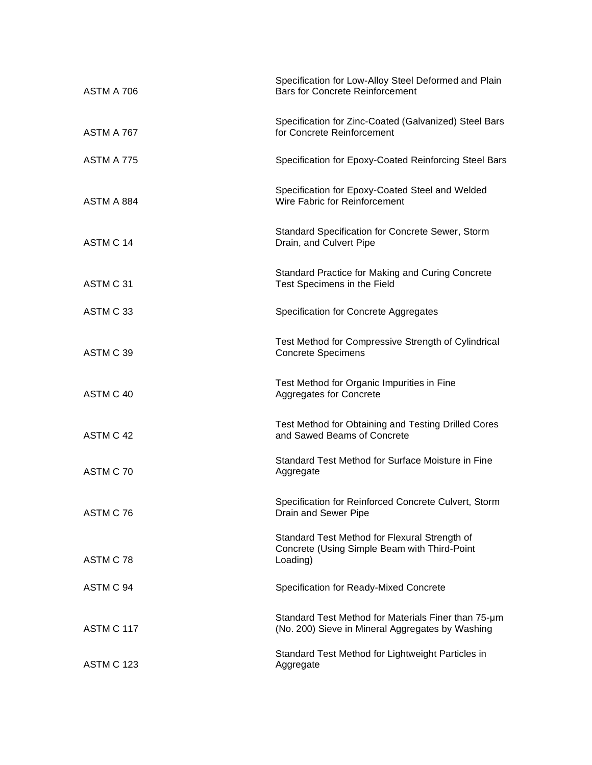| | |
|---|---|
| ASTM A 706 | Specification for Low-Alloy Steel Deformed and Plain Bars for Concrete Reinforcement |
| ASTM A 767 | Specification for Zinc-Coated (Galvanized) Steel Bars for Concrete Reinforcement |
| ASTM A 775 | Specification for Epoxy-Coated Reinforcing Steel Bars |
| ASTM A 884 | Specification for Epoxy-Coated Steel and Welded Wire Fabric for Reinforcement |
| ASTM C 14 | Standard Specification for Concrete Sewer, Storm Drain, and Culvert Pipe |
| ASTM C 31 | Standard Practice for Making and Curing Concrete Test Specimens in the Field |
| ASTM C 33 | Specification for Concrete Aggregates |
| ASTM C 39 | Test Method for Compressive Strength of Cylindrical Concrete Specimens |
| ASTM C 40 | Test Method for Organic Impurities in Fine Aggregates for Concrete |
| ASTM C 42 | Test Method for Obtaining and Testing Drilled Cores and Sawed Beams of Concrete |
| ASTM C 70 | Standard Test Method for Surface Moisture in Fine Aggregate |
| ASTM C 76 | Specification for Reinforced Concrete Culvert, Storm Drain and Sewer Pipe |
| ASTM C 78 | Standard Test Method for Flexural Strength of Concrete (Using Simple Beam with Third-Point Loading) |
| ASTM C 94 | Specification for Ready-Mixed Concrete |
| ASTM C 117 | Standard Test Method for Materials Finer than 75-µm (No. 200) Sieve in Mineral Aggregates by Washing |
| ASTM C 123 | Standard Test Method for Lightweight Particles in Aggregate |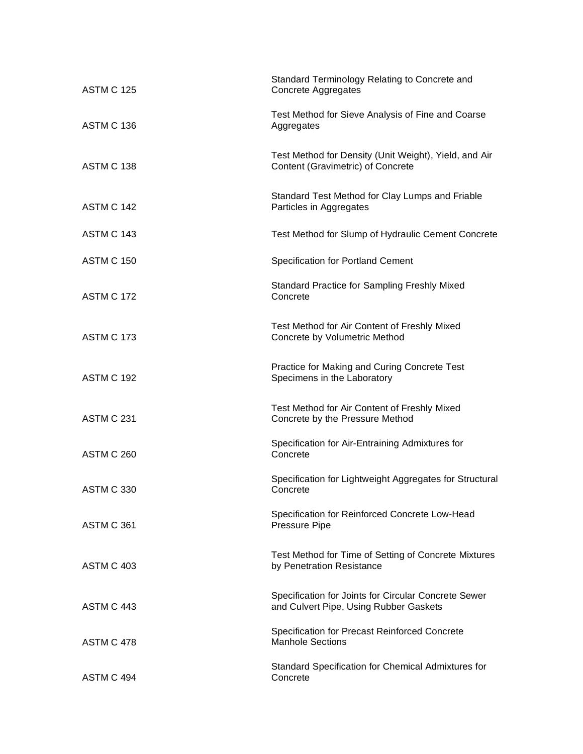| | |
|---|---|
| ASTM C 125 | Standard Terminology Relating to Concrete and Concrete Aggregates |
| ASTM C 136 | Test Method for Sieve Analysis of Fine and Coarse Aggregates |
| ASTM C 138 | Test Method for Density (Unit Weight), Yield, and Air Content (Gravimetric) of Concrete |
| ASTM C 142 | Standard Test Method for Clay Lumps and Friable Particles in Aggregates |
| ASTM C 143 | Test Method for Slump of Hydraulic Cement Concrete |
| ASTM C 150 | Specification for Portland Cement |
| ASTM C 172 | Standard Practice for Sampling Freshly Mixed Concrete |
| ASTM C 173 | Test Method for Air Content of Freshly Mixed Concrete by Volumetric Method |
| ASTM C 192 | Practice for Making and Curing Concrete Test Specimens in the Laboratory |
| ASTM C 231 | Test Method for Air Content of Freshly Mixed Concrete by the Pressure Method |
| ASTM C 260 | Specification for Air-Entraining Admixtures for Concrete |
| ASTM C 330 | Specification for Lightweight Aggregates for Structural Concrete |
| ASTM C 361 | Specification for Reinforced Concrete Low-Head Pressure Pipe |
| ASTM C 403 | Test Method for Time of Setting of Concrete Mixtures by Penetration Resistance |
| ASTM C 443 | Specification for Joints for Circular Concrete Sewer and Culvert Pipe, Using Rubber Gaskets |
| ASTM C 478 | Specification for Precast Reinforced Concrete Manhole Sections |
| ASTM C 494 | Standard Specification for Chemical Admixtures for Concrete |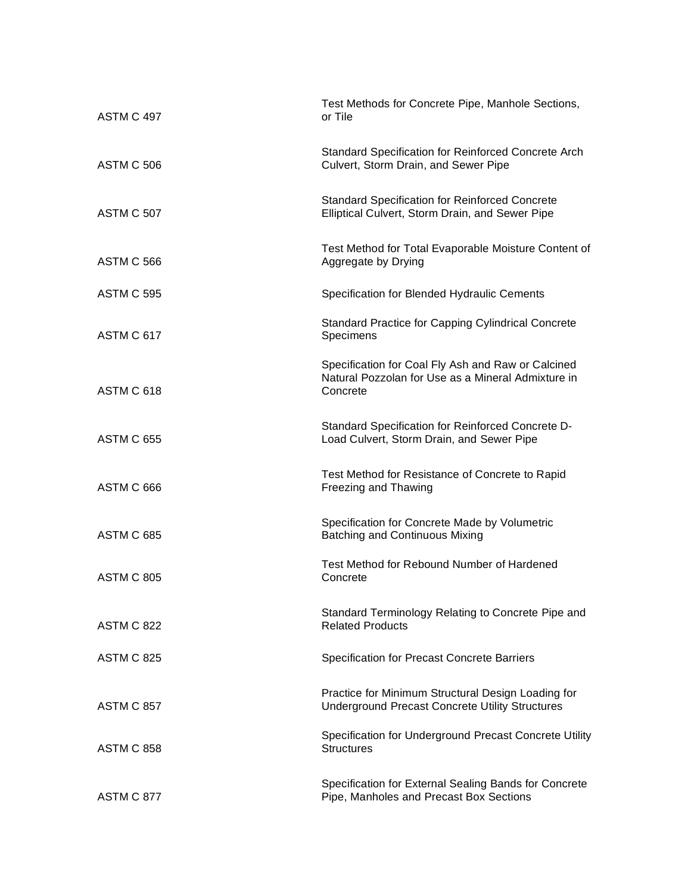| | |
|---|---|
| ASTM C 497 | Test Methods for Concrete Pipe, Manhole Sections, or Tile |
| ASTM C 506 | Standard Specification for Reinforced Concrete Arch Culvert, Storm Drain, and Sewer Pipe |
| ASTM C 507 | Standard Specification for Reinforced Concrete Elliptical Culvert, Storm Drain, and Sewer Pipe |
| ASTM C 566 | Test Method for Total Evaporable Moisture Content of Aggregate by Drying |
| ASTM C 595 | Specification for Blended Hydraulic Cements |
| ASTM C 617 | Standard Practice for Capping Cylindrical Concrete Specimens |
| ASTM C 618 | Specification for Coal Fly Ash and Raw or Calcined Natural Pozzolan for Use as a Mineral Admixture in Concrete |
| ASTM C 655 | Standard Specification for Reinforced Concrete D-Load Culvert, Storm Drain, and Sewer Pipe |
| ASTM C 666 | Test Method for Resistance of Concrete to Rapid Freezing and Thawing |
| ASTM C 685 | Specification for Concrete Made by Volumetric Batching and Continuous Mixing |
| ASTM C 805 | Test Method for Rebound Number of Hardened Concrete |
| ASTM C 822 | Standard Terminology Relating to Concrete Pipe and Related Products |
| ASTM C 825 | Specification for Precast Concrete Barriers |
| ASTM C 857 | Practice for Minimum Structural Design Loading for Underground Precast Concrete Utility Structures |
| ASTM C 858 | Specification for Underground Precast Concrete Utility Structures |
| ASTM C 877 | Specification for External Sealing Bands for Concrete Pipe, Manholes and Precast Box Sections |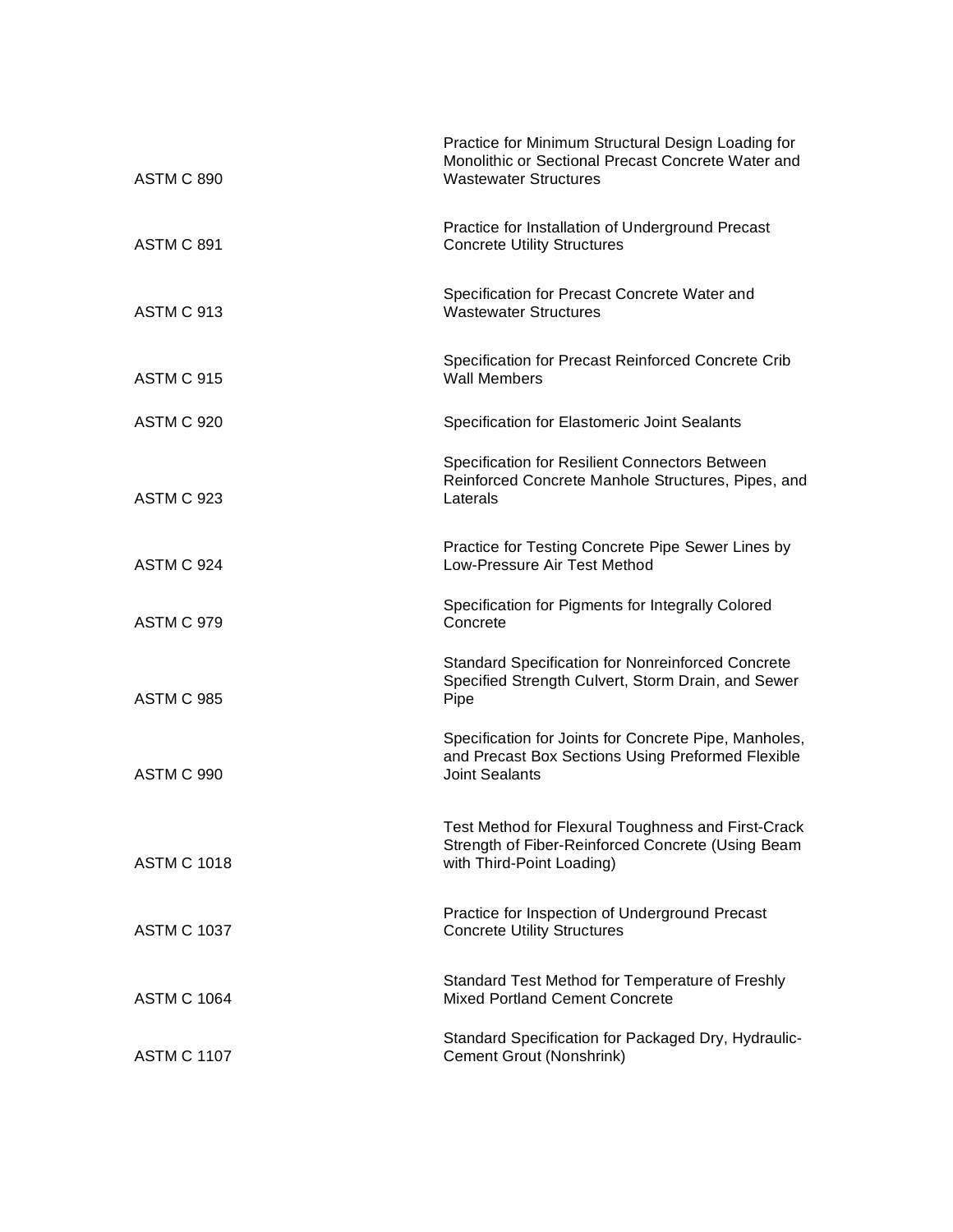| | |
|---|---|
| ASTM C 890 | Practice for Minimum Structural Design Loading for Monolithic or Sectional Precast Concrete Water and Wastewater Structures |
| ASTM C 891 | Practice for Installation of Underground Precast Concrete Utility Structures |
| ASTM C 913 | Specification for Precast Concrete Water and Wastewater Structures |
| ASTM C 915 | Specification for Precast Reinforced Concrete Crib Wall Members |
| ASTM C 920 | Specification for Elastomeric Joint Sealants |
| ASTM C 923 | Specification for Resilient Connectors Between Reinforced Concrete Manhole Structures, Pipes, and Laterals |
| ASTM C 924 | Practice for Testing Concrete Pipe Sewer Lines by Low-Pressure Air Test Method |
| ASTM C 979 | Specification for Pigments for Integrally Colored Concrete |
| ASTM C 985 | Standard Specification for Nonreinforced Concrete Specified Strength Culvert, Storm Drain, and Sewer Pipe |
| ASTM C 990 | Specification for Joints for Concrete Pipe, Manholes, and Precast Box Sections Using Preformed Flexible Joint Sealants |
| ASTM C 1018 | Test Method for Flexural Toughness and First-Crack Strength of Fiber-Reinforced Concrete (Using Beam with Third-Point Loading) |
| ASTM C 1037 | Practice for Inspection of Underground Precast Concrete Utility Structures |
| ASTM C 1064 | Standard Test Method for Temperature of Freshly Mixed Portland Cement Concrete |
| ASTM C 1107 | Standard Specification for Packaged Dry, Hydraulic-Cement Grout (Nonshrink) |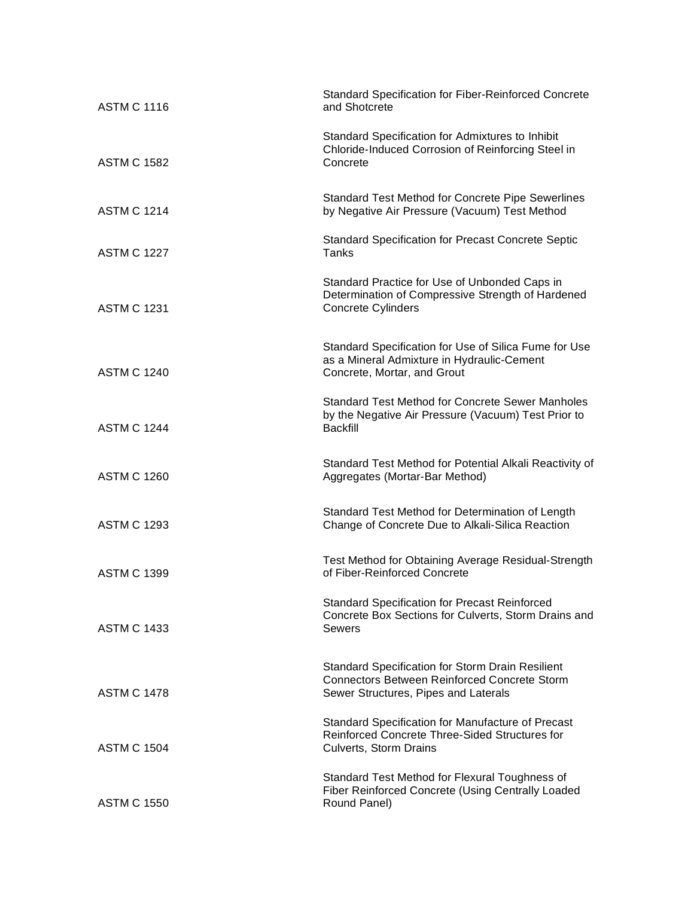| | |
|---|---|
| ASTM C 1116 | Standard Specification for Fiber-Reinforced Concrete and Shotcrete |
| ASTM C 1582 | Standard Specification for Admixtures to Inhibit Chloride-Induced Corrosion of Reinforcing Steel in Concrete |
| ASTM C 1214 | Standard Test Method for Concrete Pipe Sewerlines by Negative Air Pressure (Vacuum) Test Method |
| ASTM C 1227 | Standard Specification for Precast Concrete Septic Tanks |
| ASTM C 1231 | Standard Practice for Use of Unbonded Caps in Determination of Compressive Strength of Hardened Concrete Cylinders |
| ASTM C 1240 | Standard Specification for Use of Silica Fume for Use as a Mineral Admixture in Hydraulic-Cement Concrete, Mortar, and Grout |
| ASTM C 1244 | Standard Test Method for Concrete Sewer Manholes by the Negative Air Pressure (Vacuum) Test Prior to Backfill |
| ASTM C 1260 | Standard Test Method for Potential Alkali Reactivity of Aggregates (Mortar-Bar Method) |
| ASTM C 1293 | Standard Test Method for Determination of Length Change of Concrete Due to Alkali-Silica Reaction |
| ASTM C 1399 | Test Method for Obtaining Average Residual-Strength of Fiber-Reinforced Concrete |
| ASTM C 1433 | Standard Specification for Precast Reinforced Concrete Box Sections for Culverts, Storm Drains and Sewers |
| ASTM C 1478 | Standard Specification for Storm Drain Resilient Connectors Between Reinforced Concrete Storm Sewer Structures, Pipes and Laterals |
| ASTM C 1504 | Standard Specification for Manufacture of Precast Reinforced Concrete Three-Sided Structures for Culverts, Storm Drains |
| ASTM C 1550 | Standard Test Method for Flexural Toughness of Fiber Reinforced Concrete (Using Centrally Loaded Round Panel) |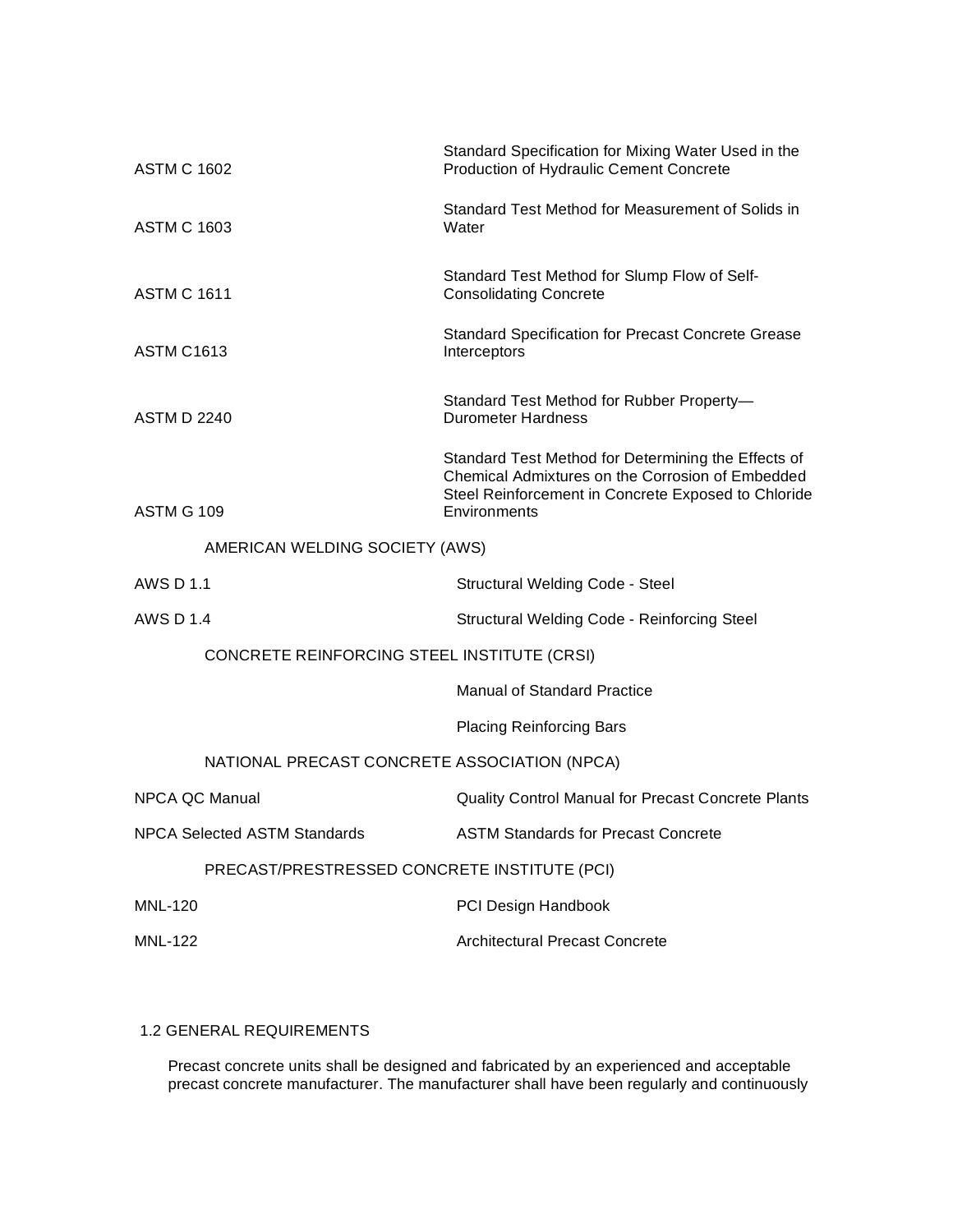| | |
|---|---|
| ASTM C 1602 | Standard Specification for Mixing Water Used in the Production of Hydraulic Cement Concrete |
| ASTM C 1603 | Standard Test Method for Measurement of Solids in Water |
| ASTM C 1611 | Standard Test Method for Slump Flow of Self-Consolidating Concrete |
| ASTM C1613 | Standard Specification for Precast Concrete Grease Interceptors |
| ASTM D 2240 | Standard Test Method for Rubber Property—Durometer Hardness |
| ASTM G 109 | Standard Test Method for Determining the Effects of Chemical Admixtures on the Corrosion of Embedded Steel Reinforcement in Concrete Exposed to Chloride Environments |

AMERICAN WELDING SOCIETY (AWS)

| | |
|---|---|
| AWS D 1.1 | Structural Welding Code - Steel |
| AWS D 1.4 | Structural Welding Code - Reinforcing Steel |

CONCRETE REINFORCING STEEL INSTITUTE (CRSI)

| | |
|---|---|
| | Manual of Standard Practice |
| | Placing Reinforcing Bars |

NATIONAL PRECAST CONCRETE ASSOCIATION (NPCA)

| | |
|---|---|
| NPCA QC Manual | Quality Control Manual for Precast Concrete Plants |
| NPCA Selected ASTM Standards | ASTM Standards for Precast Concrete |

PRECAST/PRESTRESSED CONCRETE INSTITUTE (PCI)

| | |
|---|---|
| MNL-120 | PCI Design Handbook |
| MNL-122 | Architectural Precast Concrete |

## 1.2 GENERAL REQUIREMENTS

Precast concrete units shall be designed and fabricated by an experienced and acceptable precast concrete manufacturer. The manufacturer shall have been regularly and continuously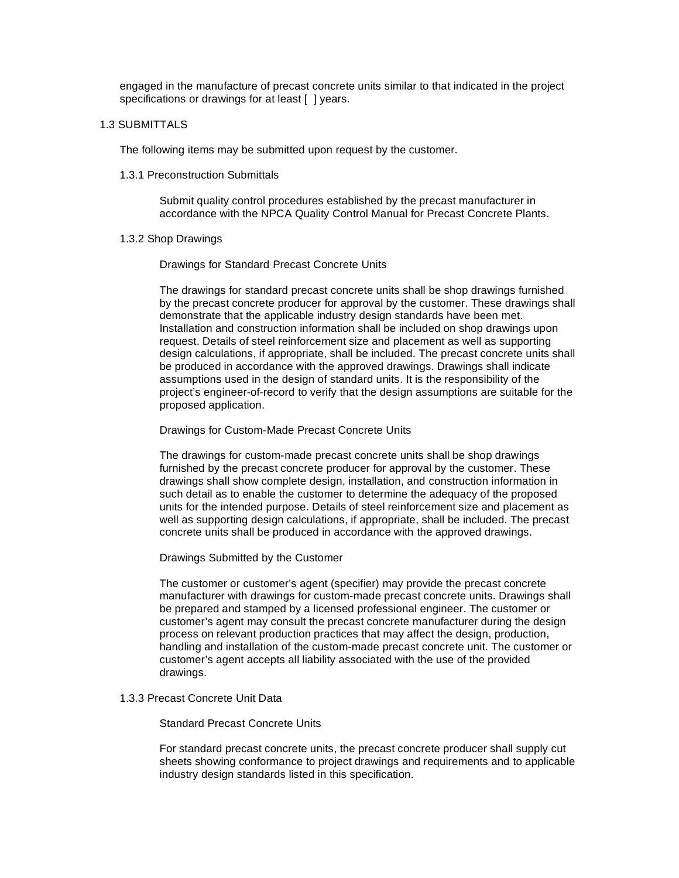engaged in the manufacture of precast concrete units similar to that indicated in the project specifications or drawings for at least [ ] years.

## 1.3 SUBMITTALS

The following items may be submitted upon request by the customer.

### 1.3.1 Preconstruction Submittals

Submit quality control procedures established by the precast manufacturer in accordance with the NPCA Quality Control Manual for Precast Concrete Plants.

### 1.3.2 Shop Drawings

Drawings for Standard Precast Concrete Units

The drawings for standard precast concrete units shall be shop drawings furnished by the precast concrete producer for approval by the customer. These drawings shall demonstrate that the applicable industry design standards have been met. Installation and construction information shall be included on shop drawings upon request. Details of steel reinforcement size and placement as well as supporting design calculations, if appropriate, shall be included. The precast concrete units shall be produced in accordance with the approved drawings. Drawings shall indicate assumptions used in the design of standard units. It is the responsibility of the project's engineer-of-record to verify that the design assumptions are suitable for the proposed application.

Drawings for Custom-Made Precast Concrete Units

The drawings for custom-made precast concrete units shall be shop drawings furnished by the precast concrete producer for approval by the customer. These drawings shall show complete design, installation, and construction information in such detail as to enable the customer to determine the adequacy of the proposed units for the intended purpose. Details of steel reinforcement size and placement as well as supporting design calculations, if appropriate, shall be included. The precast concrete units shall be produced in accordance with the approved drawings.

Drawings Submitted by the Customer

The customer or customer's agent (specifier) may provide the precast concrete manufacturer with drawings for custom-made precast concrete units. Drawings shall be prepared and stamped by a licensed professional engineer. The customer or customer's agent may consult the precast concrete manufacturer during the design process on relevant production practices that may affect the design, production, handling and installation of the custom-made precast concrete unit. The customer or customer's agent accepts all liability associated with the use of the provided drawings.

### 1.3.3 Precast Concrete Unit Data

Standard Precast Concrete Units

For standard precast concrete units, the precast concrete producer shall supply cut sheets showing conformance to project drawings and requirements and to applicable industry design standards listed in this specification.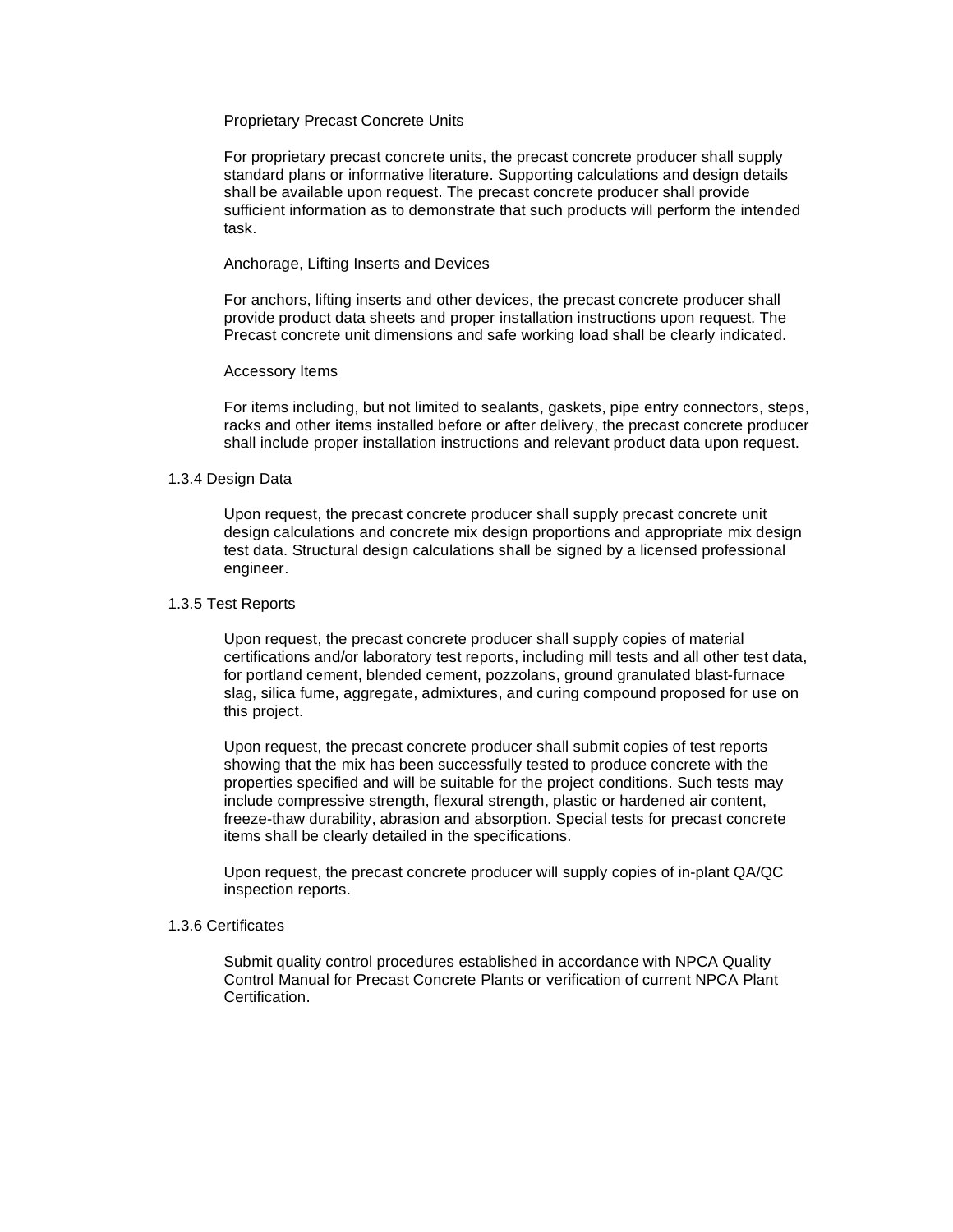Proprietary Precast Concrete Units

For proprietary precast concrete units, the precast concrete producer shall supply standard plans or informative literature. Supporting calculations and design details shall be available upon request. The precast concrete producer shall provide sufficient information as to demonstrate that such products will perform the intended task.

Anchorage, Lifting Inserts and Devices

For anchors, lifting inserts and other devices, the precast concrete producer shall provide product data sheets and proper installation instructions upon request. The Precast concrete unit dimensions and safe working load shall be clearly indicated.

Accessory Items

For items including, but not limited to sealants, gaskets, pipe entry connectors, steps, racks and other items installed before or after delivery, the precast concrete producer shall include proper installation instructions and relevant product data upon request.

### 1.3.4 Design Data

Upon request, the precast concrete producer shall supply precast concrete unit design calculations and concrete mix design proportions and appropriate mix design test data. Structural design calculations shall be signed by a licensed professional engineer.

### 1.3.5 Test Reports

Upon request, the precast concrete producer shall supply copies of material certifications and/or laboratory test reports, including mill tests and all other test data, for portland cement, blended cement, pozzolans, ground granulated blast-furnace slag, silica fume, aggregate, admixtures, and curing compound proposed for use on this project.

Upon request, the precast concrete producer shall submit copies of test reports showing that the mix has been successfully tested to produce concrete with the properties specified and will be suitable for the project conditions. Such tests may include compressive strength, flexural strength, plastic or hardened air content, freeze-thaw durability, abrasion and absorption. Special tests for precast concrete items shall be clearly detailed in the specifications.

Upon request, the precast concrete producer will supply copies of in-plant QA/QC inspection reports.

### 1.3.6 Certificates

Submit quality control procedures established in accordance with NPCA Quality Control Manual for Precast Concrete Plants or verification of current NPCA Plant Certification.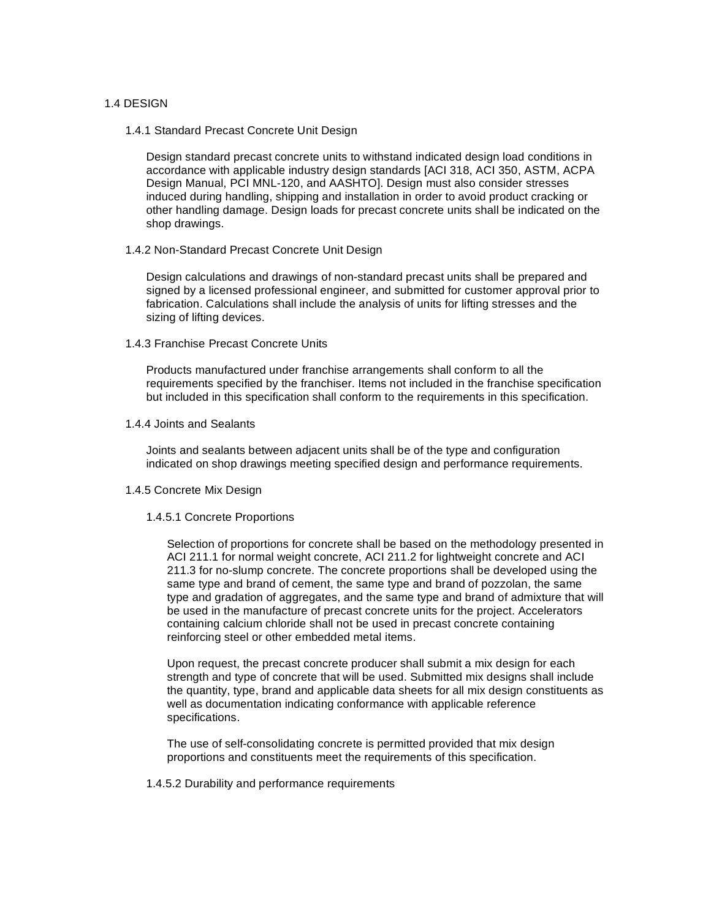## 1.4 DESIGN

### 1.4.1 Standard Precast Concrete Unit Design

Design standard precast concrete units to withstand indicated design load conditions in accordance with applicable industry design standards [ACI 318, ACI 350, ASTM, ACPA Design Manual, PCI MNL-120, and AASHTO]. Design must also consider stresses induced during handling, shipping and installation in order to avoid product cracking or other handling damage. Design loads for precast concrete units shall be indicated on the shop drawings.

### 1.4.2 Non-Standard Precast Concrete Unit Design

Design calculations and drawings of non-standard precast units shall be prepared and signed by a licensed professional engineer, and submitted for customer approval prior to fabrication. Calculations shall include the analysis of units for lifting stresses and the sizing of lifting devices.

### 1.4.3 Franchise Precast Concrete Units

Products manufactured under franchise arrangements shall conform to all the requirements specified by the franchiser. Items not included in the franchise specification but included in this specification shall conform to the requirements in this specification.

### 1.4.4 Joints and Sealants

Joints and sealants between adjacent units shall be of the type and configuration indicated on shop drawings meeting specified design and performance requirements.

### 1.4.5 Concrete Mix Design

#### 1.4.5.1 Concrete Proportions

Selection of proportions for concrete shall be based on the methodology presented in ACI 211.1 for normal weight concrete, ACI 211.2 for lightweight concrete and ACI 211.3 for no-slump concrete. The concrete proportions shall be developed using the same type and brand of cement, the same type and brand of pozzolan, the same type and gradation of aggregates, and the same type and brand of admixture that will be used in the manufacture of precast concrete units for the project. Accelerators containing calcium chloride shall not be used in precast concrete containing reinforcing steel or other embedded metal items.

Upon request, the precast concrete producer shall submit a mix design for each strength and type of concrete that will be used. Submitted mix designs shall include the quantity, type, brand and applicable data sheets for all mix design constituents as well as documentation indicating conformance with applicable reference specifications.

The use of self-consolidating concrete is permitted provided that mix design proportions and constituents meet the requirements of this specification.

#### 1.4.5.2 Durability and performance requirements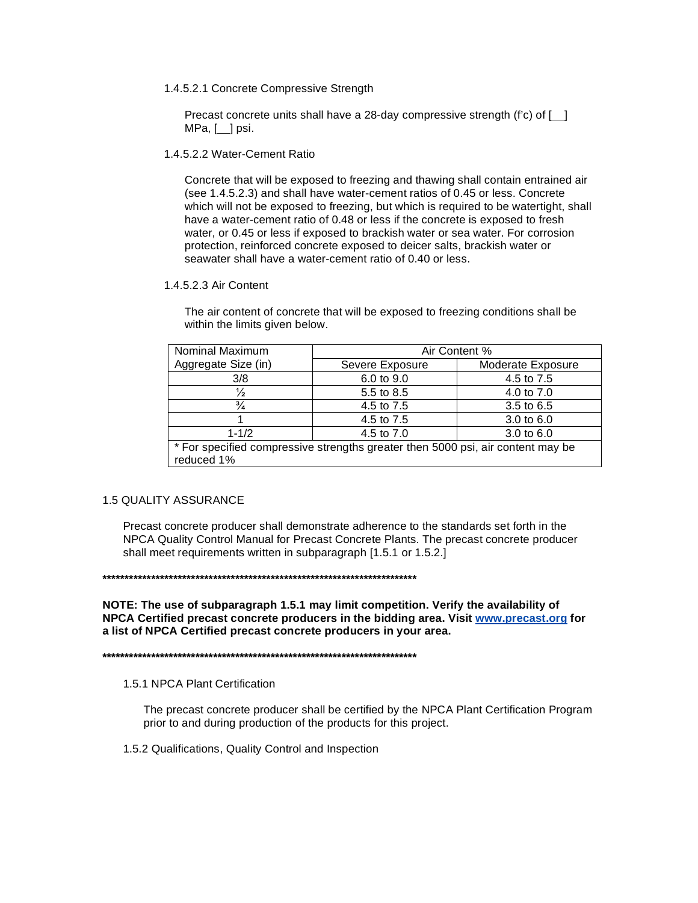1.4.5.2.1 Concrete Compressive Strength

Precast concrete units shall have a 28-day compressive strength (f'c) of [__] MPa, [__] psi.

1.4.5.2.2 Water-Cement Ratio

Concrete that will be exposed to freezing and thawing shall contain entrained air (see 1.4.5.2.3) and shall have water-cement ratios of 0.45 or less. Concrete which will not be exposed to freezing, but which is required to be watertight, shall have a water-cement ratio of 0.48 or less if the concrete is exposed to fresh water, or 0.45 or less if exposed to brackish water or sea water. For corrosion protection, reinforced concrete exposed to deicer salts, brackish water or seawater shall have a water-cement ratio of 0.40 or less.

1.4.5.2.3 Air Content

The air content of concrete that will be exposed to freezing conditions shall be within the limits given below.

| Nominal Maximum Aggregate Size (in) | Air Content % | |
|---|---|---|
| | Severe Exposure | Moderate Exposure |
| 3/8 | 6.0 to 9.0 | 4.5 to 7.5 |
| ½ | 5.5 to 8.5 | 4.0 to 7.0 |
| ¾ | 4.5 to 7.5 | 3.5 to 6.5 |
| 1 | 4.5 to 7.5 | 3.0 to 6.0 |
| 1-1/2 | 4.5 to 7.0 | 3.0 to 6.0 |
| * For specified compressive strengths greater then 5000 psi, air content may be reduced 1% | | |

1.5 QUALITY ASSURANCE

Precast concrete producer shall demonstrate adherence to the standards set forth in the NPCA Quality Control Manual for Precast Concrete Plants. The precast concrete producer shall meet requirements written in subparagraph [1.5.1 or 1.5.2.]

**************************************************************************

**NOTE: The use of subparagraph 1.5.1 may limit competition. Verify the availability of NPCA Certified precast concrete producers in the bidding area. Visit www.precast.org for a list of NPCA Certified precast concrete producers in your area.**

**************************************************************************

1.5.1 NPCA Plant Certification

The precast concrete producer shall be certified by the NPCA Plant Certification Program prior to and during production of the products for this project.

1.5.2 Qualifications, Quality Control and Inspection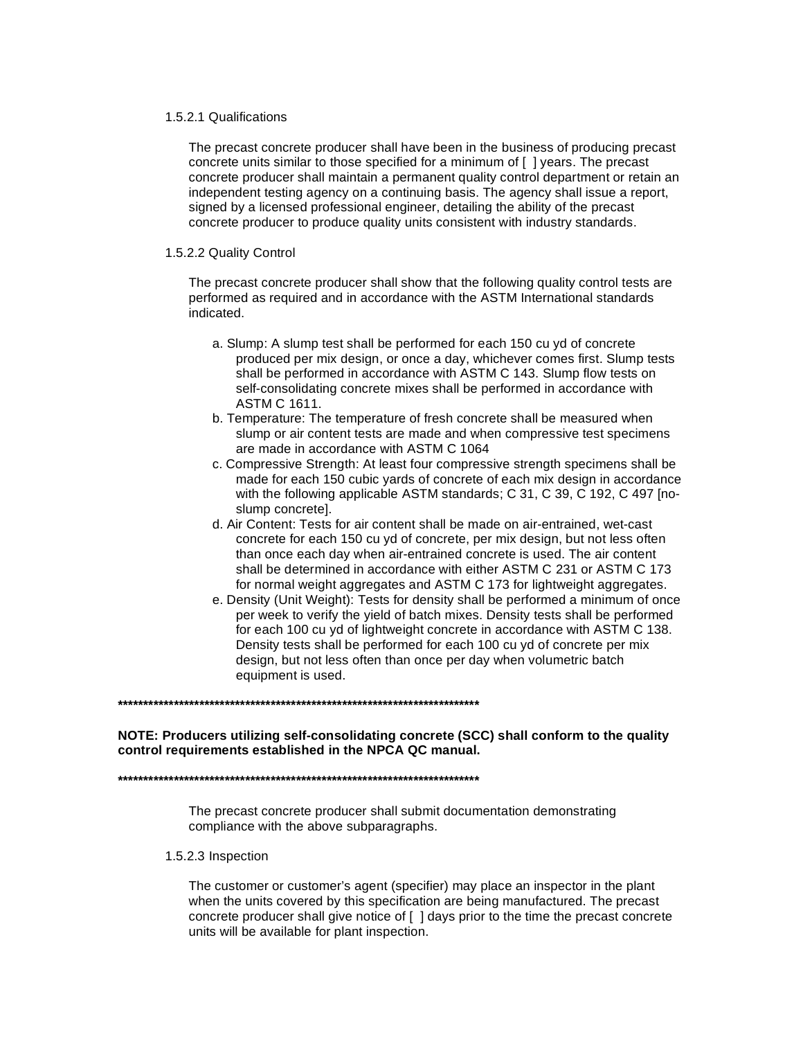#### 1.5.2.1 Qualifications

The precast concrete producer shall have been in the business of producing precast concrete units similar to those specified for a minimum of [ ] years. The precast concrete producer shall maintain a permanent quality control department or retain an independent testing agency on a continuing basis. The agency shall issue a report, signed by a licensed professional engineer, detailing the ability of the precast concrete producer to produce quality units consistent with industry standards.

#### 1.5.2.2 Quality Control

The precast concrete producer shall show that the following quality control tests are performed as required and in accordance with the ASTM International standards indicated.

a. Slump: A slump test shall be performed for each 150 cu yd of concrete produced per mix design, or once a day, whichever comes first. Slump tests shall be performed in accordance with ASTM C 143. Slump flow tests on self-consolidating concrete mixes shall be performed in accordance with ASTM C 1611.
b. Temperature: The temperature of fresh concrete shall be measured when slump or air content tests are made and when compressive test specimens are made in accordance with ASTM C 1064
c. Compressive Strength: At least four compressive strength specimens shall be made for each 150 cubic yards of concrete of each mix design in accordance with the following applicable ASTM standards; C 31, C 39, C 192, C 497 [no-slump concrete].
d. Air Content: Tests for air content shall be made on air-entrained, wet-cast concrete for each 150 cu yd of concrete, per mix design, but not less often than once each day when air-entrained concrete is used. The air content shall be determined in accordance with either ASTM C 231 or ASTM C 173 for normal weight aggregates and ASTM C 173 for lightweight aggregates.
e. Density (Unit Weight): Tests for density shall be performed a minimum of once per week to verify the yield of batch mixes. Density tests shall be performed for each 100 cu yd of lightweight concrete in accordance with ASTM C 138. Density tests shall be performed for each 100 cu yd of concrete per mix design, but not less often than once per day when volumetric batch equipment is used.

**************************************************************************

**NOTE: Producers utilizing self-consolidating concrete (SCC) shall conform to the quality control requirements established in the NPCA QC manual.**

**************************************************************************

The precast concrete producer shall submit documentation demonstrating compliance with the above subparagraphs.

#### 1.5.2.3 Inspection

The customer or customer's agent (specifier) may place an inspector in the plant when the units covered by this specification are being manufactured. The precast concrete producer shall give notice of [ ] days prior to the time the precast concrete units will be available for plant inspection.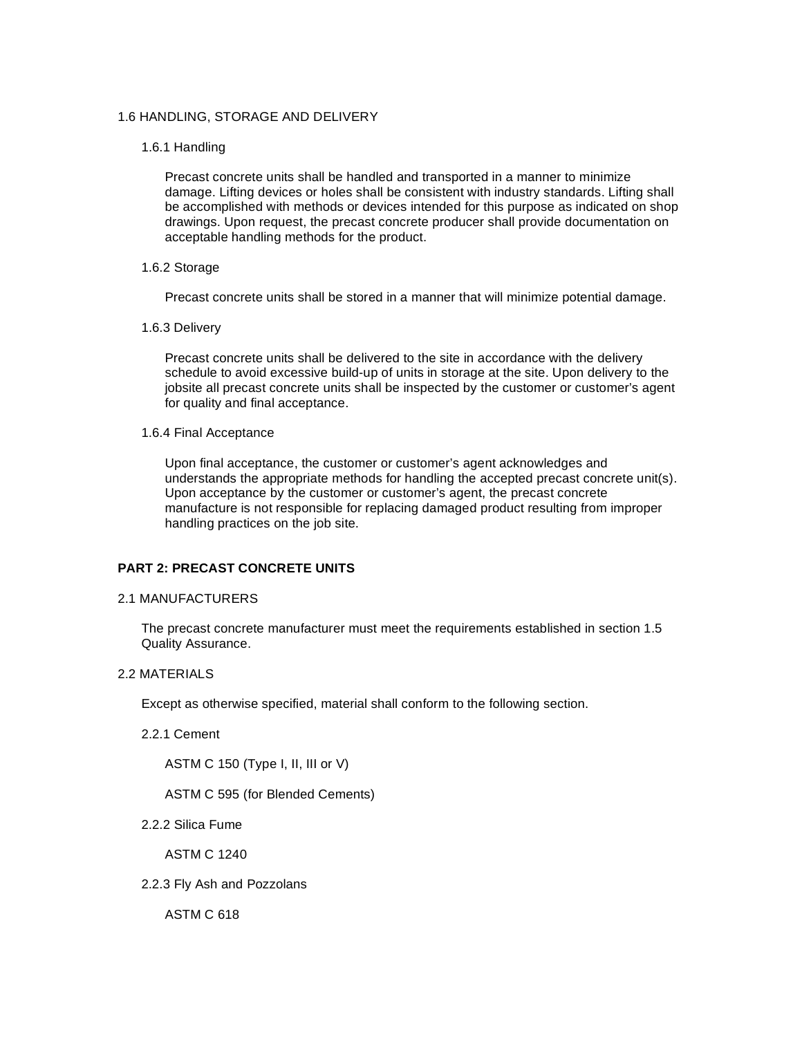### 1.6 HANDLING, STORAGE AND DELIVERY

#### 1.6.1 Handling

Precast concrete units shall be handled and transported in a manner to minimize damage. Lifting devices or holes shall be consistent with industry standards. Lifting shall be accomplished with methods or devices intended for this purpose as indicated on shop drawings. Upon request, the precast concrete producer shall provide documentation on acceptable handling methods for the product.

#### 1.6.2 Storage

Precast concrete units shall be stored in a manner that will minimize potential damage.

#### 1.6.3 Delivery

Precast concrete units shall be delivered to the site in accordance with the delivery schedule to avoid excessive build-up of units in storage at the site. Upon delivery to the jobsite all precast concrete units shall be inspected by the customer or customer's agent for quality and final acceptance.

#### 1.6.4 Final Acceptance

Upon final acceptance, the customer or customer's agent acknowledges and understands the appropriate methods for handling the accepted precast concrete unit(s). Upon acceptance by the customer or customer's agent, the precast concrete manufacture is not responsible for replacing damaged product resulting from improper handling practices on the job site.

## PART 2: PRECAST CONCRETE UNITS

### 2.1 MANUFACTURERS

The precast concrete manufacturer must meet the requirements established in section 1.5 Quality Assurance.

### 2.2 MATERIALS

Except as otherwise specified, material shall conform to the following section.

#### 2.2.1 Cement

ASTM C 150 (Type I, II, III or V)

ASTM C 595 (for Blended Cements)

#### 2.2.2 Silica Fume

ASTM C 1240

#### 2.2.3 Fly Ash and Pozzolans

ASTM C 618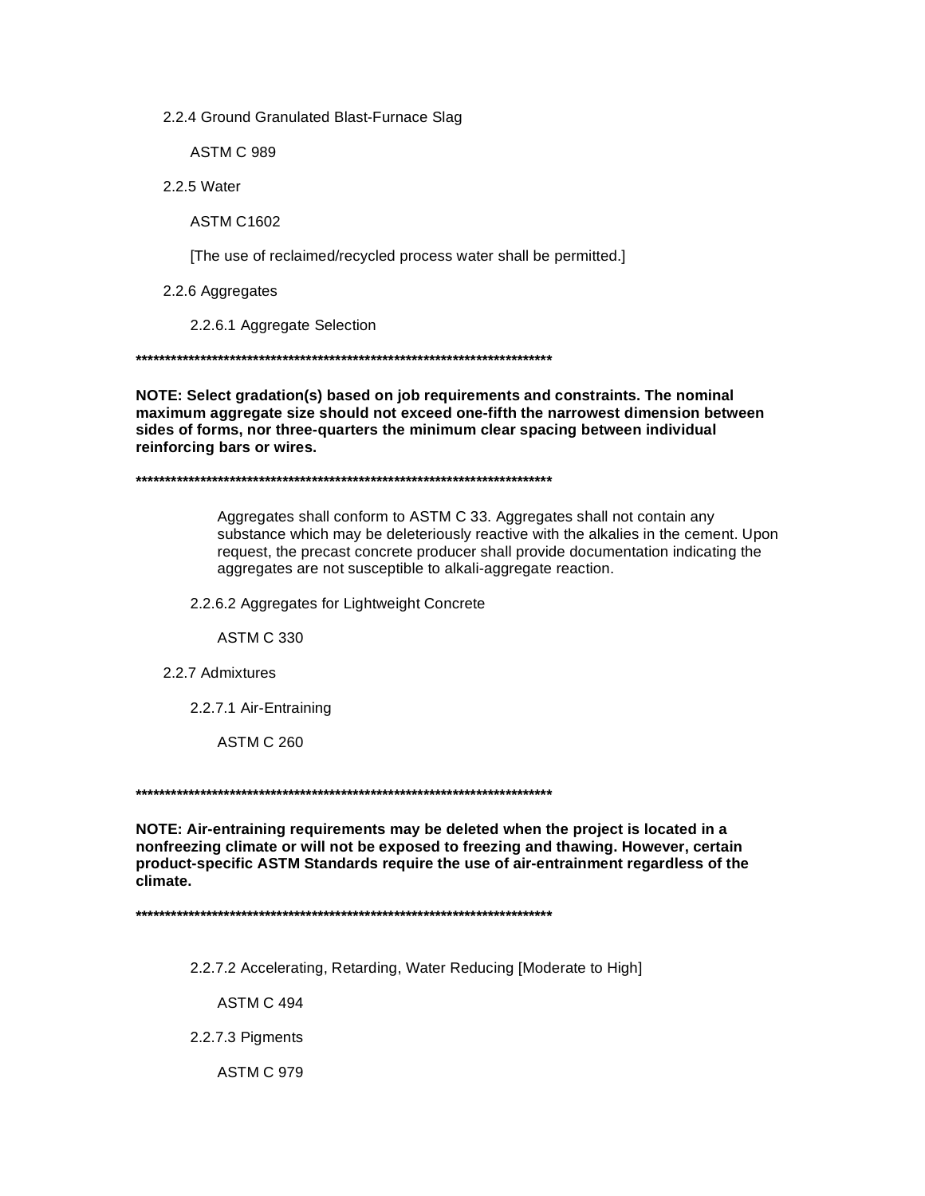2.2.4 Ground Granulated Blast-Furnace Slag

ASTM C 989

2.2.5 Water

ASTM C1602

[The use of reclaimed/recycled process water shall be permitted.]

2.2.6 Aggregates

2.2.6.1 Aggregate Selection

**************************************************************************

**NOTE: Select gradation(s) based on job requirements and constraints. The nominal maximum aggregate size should not exceed one-fifth the narrowest dimension between sides of forms, nor three-quarters the minimum clear spacing between individual reinforcing bars or wires.**

**************************************************************************

Aggregates shall conform to ASTM C 33. Aggregates shall not contain any substance which may be deleteriously reactive with the alkalies in the cement. Upon request, the precast concrete producer shall provide documentation indicating the aggregates are not susceptible to alkali-aggregate reaction.

2.2.6.2 Aggregates for Lightweight Concrete

ASTM C 330

2.2.7 Admixtures

2.2.7.1 Air-Entraining

ASTM C 260

**************************************************************************

**NOTE: Air-entraining requirements may be deleted when the project is located in a nonfreezing climate or will not be exposed to freezing and thawing. However, certain product-specific ASTM Standards require the use of air-entrainment regardless of the climate.**

**************************************************************************

2.2.7.2 Accelerating, Retarding, Water Reducing [Moderate to High]

ASTM C 494

2.2.7.3 Pigments

ASTM C 979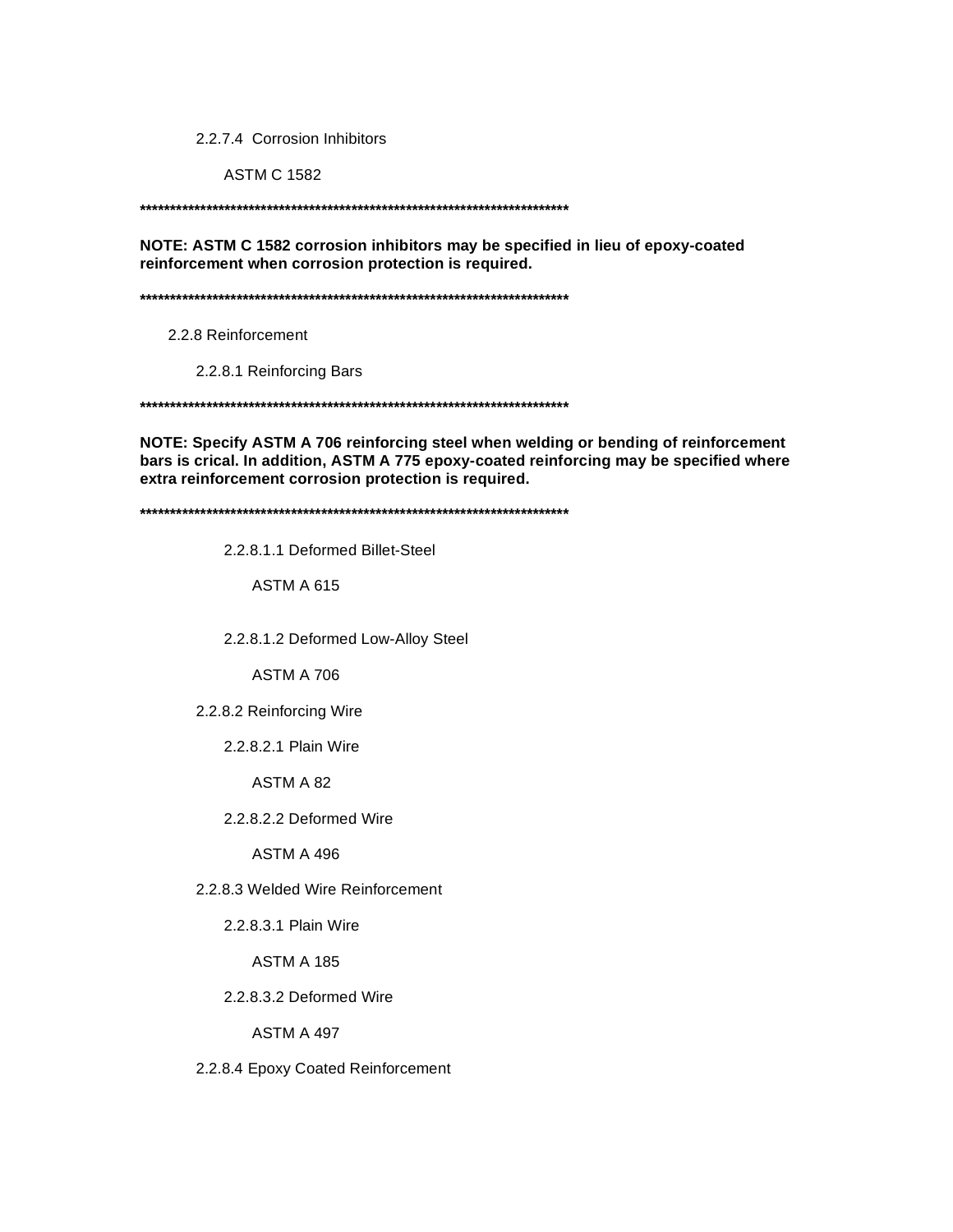2.2.7.4 Corrosion Inhibitors

ASTM C 1582

**************************************************************************

**NOTE: ASTM C 1582 corrosion inhibitors may be specified in lieu of epoxy-coated reinforcement when corrosion protection is required.**

**************************************************************************

2.2.8 Reinforcement

2.2.8.1 Reinforcing Bars

**************************************************************************

**NOTE: Specify ASTM A 706 reinforcing steel when welding or bending of reinforcement bars is crical. In addition, ASTM A 775 epoxy-coated reinforcing may be specified where extra reinforcement corrosion protection is required.**

**************************************************************************

2.2.8.1.1 Deformed Billet-Steel

ASTM A 615

2.2.8.1.2 Deformed Low-Alloy Steel

ASTM A 706

2.2.8.2 Reinforcing Wire

2.2.8.2.1 Plain Wire

ASTM A 82

2.2.8.2.2 Deformed Wire

ASTM A 496

2.2.8.3 Welded Wire Reinforcement

2.2.8.3.1 Plain Wire

ASTM A 185

2.2.8.3.2 Deformed Wire

ASTM A 497

2.2.8.4 Epoxy Coated Reinforcement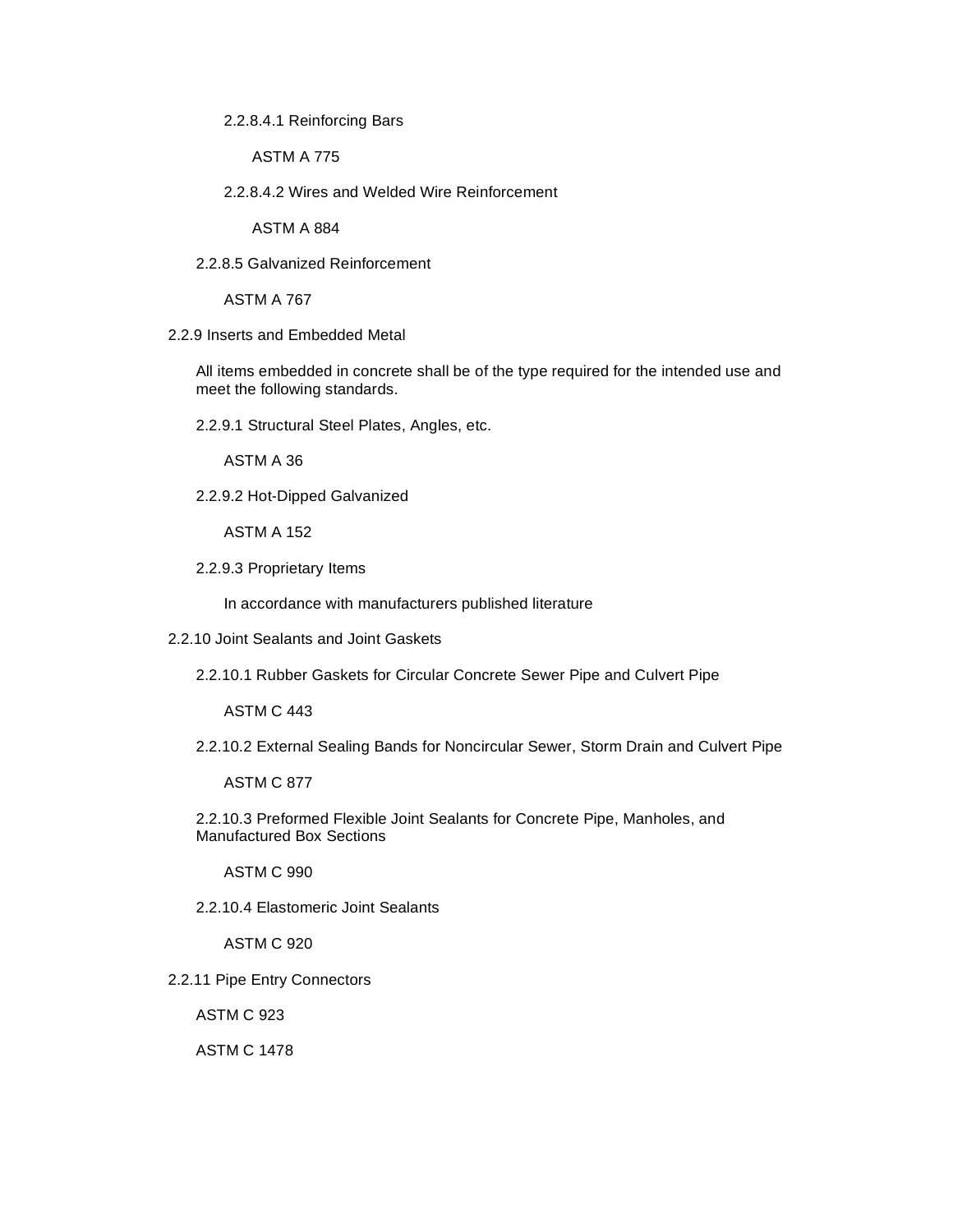2.2.8.4.1 Reinforcing Bars

ASTM A 775

2.2.8.4.2 Wires and Welded Wire Reinforcement

ASTM A 884

2.2.8.5 Galvanized Reinforcement

ASTM A 767

2.2.9 Inserts and Embedded Metal

All items embedded in concrete shall be of the type required for the intended use and meet the following standards.

2.2.9.1 Structural Steel Plates, Angles, etc.

ASTM A 36

2.2.9.2 Hot-Dipped Galvanized

ASTM A 152

2.2.9.3 Proprietary Items

In accordance with manufacturers published literature

2.2.10 Joint Sealants and Joint Gaskets

2.2.10.1 Rubber Gaskets for Circular Concrete Sewer Pipe and Culvert Pipe

ASTM C 443

2.2.10.2 External Sealing Bands for Noncircular Sewer, Storm Drain and Culvert Pipe

ASTM C 877

2.2.10.3 Preformed Flexible Joint Sealants for Concrete Pipe, Manholes, and Manufactured Box Sections

ASTM C 990

2.2.10.4 Elastomeric Joint Sealants

ASTM C 920

2.2.11 Pipe Entry Connectors

ASTM C 923

ASTM C 1478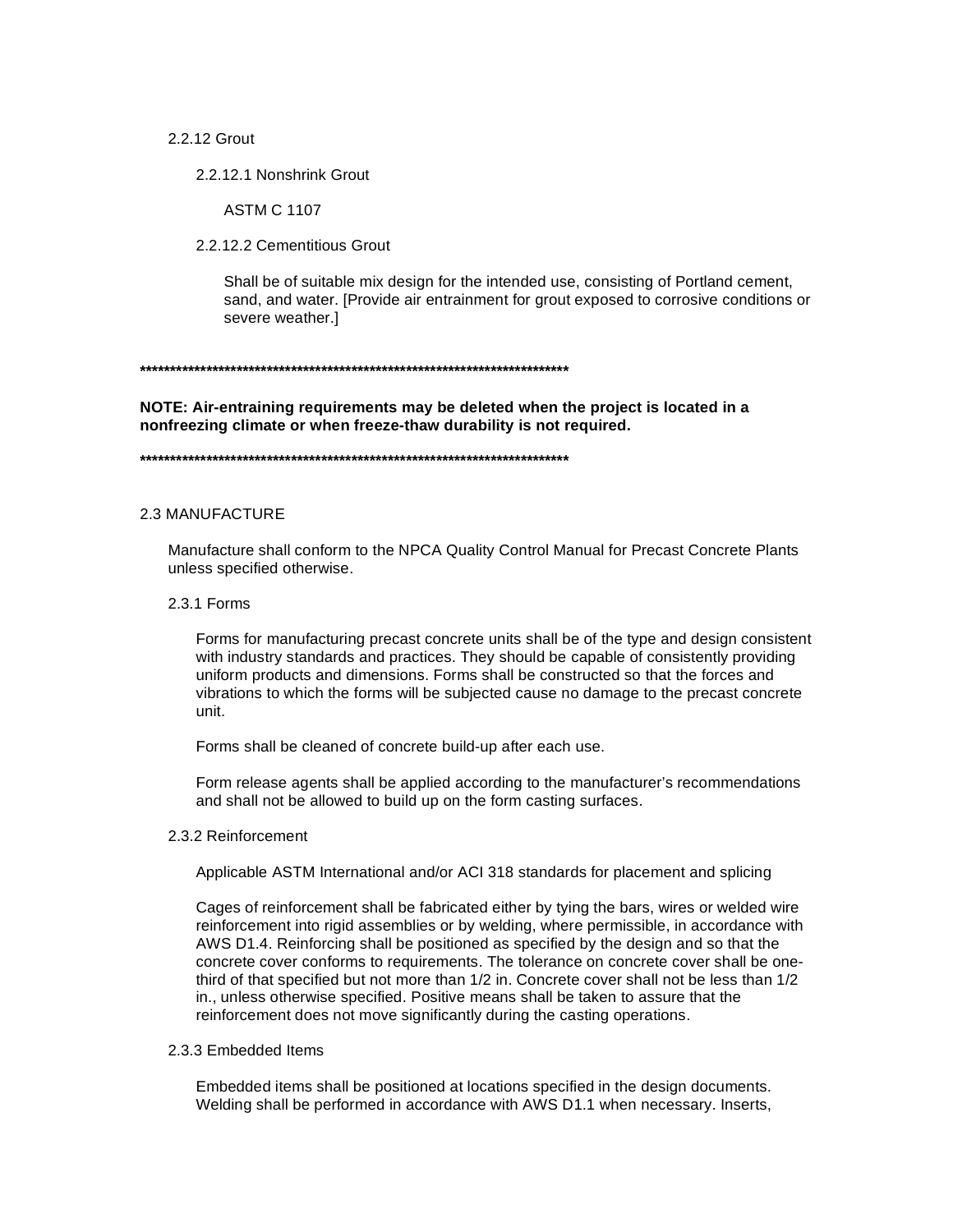2.2.12 Grout

2.2.12.1 Nonshrink Grout

ASTM C 1107

2.2.12.2 Cementitious Grout

Shall be of suitable mix design for the intended use, consisting of Portland cement, sand, and water. [Provide air entrainment for grout exposed to corrosive conditions or severe weather.]

**************************************************************************

**NOTE: Air-entraining requirements may be deleted when the project is located in a nonfreezing climate or when freeze-thaw durability is not required.**

**************************************************************************

2.3 MANUFACTURE

Manufacture shall conform to the NPCA Quality Control Manual for Precast Concrete Plants unless specified otherwise.

2.3.1 Forms

Forms for manufacturing precast concrete units shall be of the type and design consistent with industry standards and practices. They should be capable of consistently providing uniform products and dimensions. Forms shall be constructed so that the forces and vibrations to which the forms will be subjected cause no damage to the precast concrete unit.

Forms shall be cleaned of concrete build-up after each use.

Form release agents shall be applied according to the manufacturer's recommendations and shall not be allowed to build up on the form casting surfaces.

2.3.2 Reinforcement

Applicable ASTM International and/or ACI 318 standards for placement and splicing

Cages of reinforcement shall be fabricated either by tying the bars, wires or welded wire reinforcement into rigid assemblies or by welding, where permissible, in accordance with AWS D1.4. Reinforcing shall be positioned as specified by the design and so that the concrete cover conforms to requirements. The tolerance on concrete cover shall be one-third of that specified but not more than 1/2 in. Concrete cover shall not be less than 1/2 in., unless otherwise specified. Positive means shall be taken to assure that the reinforcement does not move significantly during the casting operations.

2.3.3 Embedded Items

Embedded items shall be positioned at locations specified in the design documents. Welding shall be performed in accordance with AWS D1.1 when necessary. Inserts,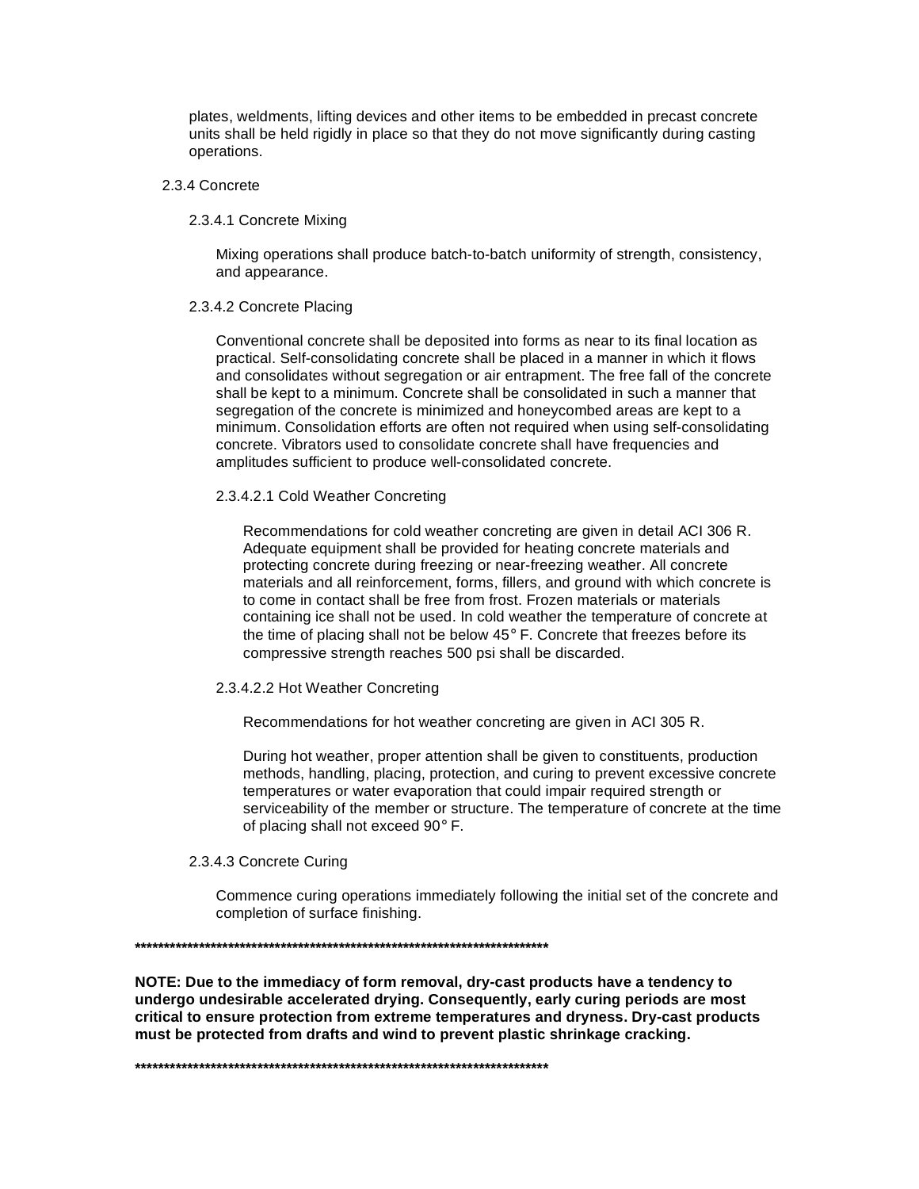plates, weldments, lifting devices and other items to be embedded in precast concrete units shall be held rigidly in place so that they do not move significantly during casting operations.

### 2.3.4 Concrete

#### 2.3.4.1 Concrete Mixing

Mixing operations shall produce batch-to-batch uniformity of strength, consistency, and appearance.

#### 2.3.4.2 Concrete Placing

Conventional concrete shall be deposited into forms as near to its final location as practical. Self-consolidating concrete shall be placed in a manner in which it flows and consolidates without segregation or air entrapment. The free fall of the concrete shall be kept to a minimum. Concrete shall be consolidated in such a manner that segregation of the concrete is minimized and honeycombed areas are kept to a minimum. Consolidation efforts are often not required when using self-consolidating concrete. Vibrators used to consolidate concrete shall have frequencies and amplitudes sufficient to produce well-consolidated concrete.

##### 2.3.4.2.1 Cold Weather Concreting

Recommendations for cold weather concreting are given in detail ACI 306 R. Adequate equipment shall be provided for heating concrete materials and protecting concrete during freezing or near-freezing weather. All concrete materials and all reinforcement, forms, fillers, and ground with which concrete is to come in contact shall be free from frost. Frozen materials or materials containing ice shall not be used. In cold weather the temperature of concrete at the time of placing shall not be below 45° F. Concrete that freezes before its compressive strength reaches 500 psi shall be discarded.

##### 2.3.4.2.2 Hot Weather Concreting

Recommendations for hot weather concreting are given in ACI 305 R.

During hot weather, proper attention shall be given to constituents, production methods, handling, placing, protection, and curing to prevent excessive concrete temperatures or water evaporation that could impair required strength or serviceability of the member or structure. The temperature of concrete at the time of placing shall not exceed 90° F.

#### 2.3.4.3 Concrete Curing

Commence curing operations immediately following the initial set of the concrete and completion of surface finishing.

**************************************************************************

**NOTE: Due to the immediacy of form removal, dry-cast products have a tendency to undergo undesirable accelerated drying. Consequently, early curing periods are most critical to ensure protection from extreme temperatures and dryness. Dry-cast products must be protected from drafts and wind to prevent plastic shrinkage cracking.**

**************************************************************************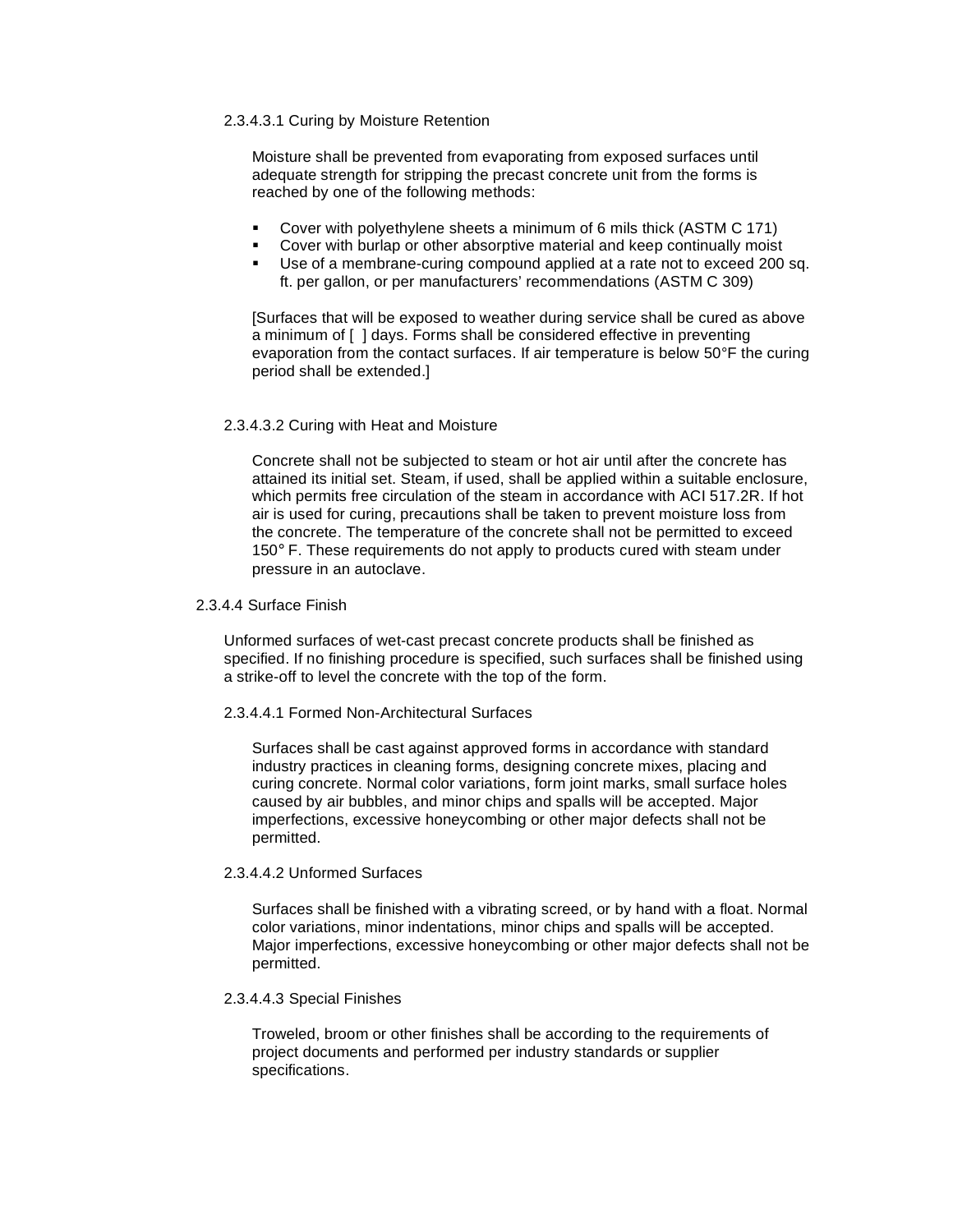2.3.4.3.1 Curing by Moisture Retention

Moisture shall be prevented from evaporating from exposed surfaces until adequate strength for stripping the precast concrete unit from the forms is reached by one of the following methods:

- Cover with polyethylene sheets a minimum of 6 mils thick (ASTM C 171)
- Cover with burlap or other absorptive material and keep continually moist
- Use of a membrane-curing compound applied at a rate not to exceed 200 sq. ft. per gallon, or per manufacturers' recommendations (ASTM C 309)

[Surfaces that will be exposed to weather during service shall be cured as above a minimum of [ ] days. Forms shall be considered effective in preventing evaporation from the contact surfaces. If air temperature is below 50°F the curing period shall be extended.]

2.3.4.3.2 Curing with Heat and Moisture

Concrete shall not be subjected to steam or hot air until after the concrete has attained its initial set. Steam, if used, shall be applied within a suitable enclosure, which permits free circulation of the steam in accordance with ACI 517.2R. If hot air is used for curing, precautions shall be taken to prevent moisture loss from the concrete. The temperature of the concrete shall not be permitted to exceed 150° F. These requirements do not apply to products cured with steam under pressure in an autoclave.

2.3.4.4 Surface Finish

Unformed surfaces of wet-cast precast concrete products shall be finished as specified. If no finishing procedure is specified, such surfaces shall be finished using a strike-off to level the concrete with the top of the form.

2.3.4.4.1 Formed Non-Architectural Surfaces

Surfaces shall be cast against approved forms in accordance with standard industry practices in cleaning forms, designing concrete mixes, placing and curing concrete. Normal color variations, form joint marks, small surface holes caused by air bubbles, and minor chips and spalls will be accepted. Major imperfections, excessive honeycombing or other major defects shall not be permitted.

2.3.4.4.2 Unformed Surfaces

Surfaces shall be finished with a vibrating screed, or by hand with a float. Normal color variations, minor indentations, minor chips and spalls will be accepted. Major imperfections, excessive honeycombing or other major defects shall not be permitted.

2.3.4.4.3 Special Finishes

Troweled, broom or other finishes shall be according to the requirements of project documents and performed per industry standards or supplier specifications.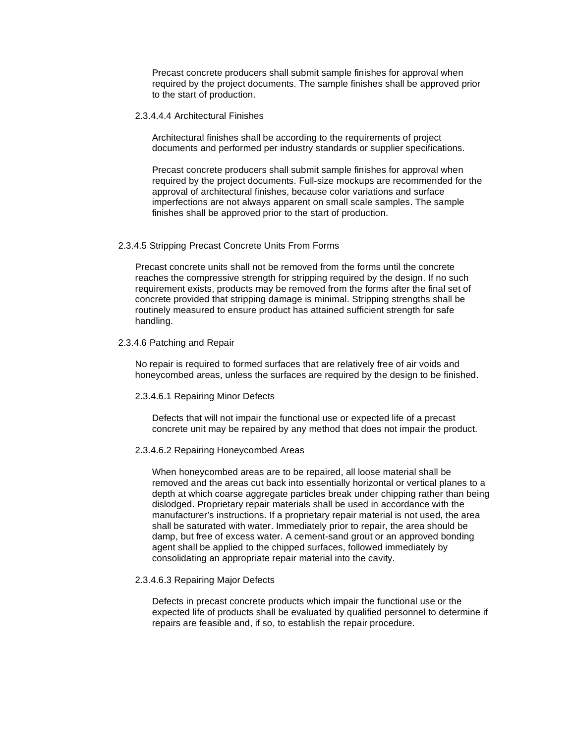Precast concrete producers shall submit sample finishes for approval when required by the project documents. The sample finishes shall be approved prior to the start of production.

##### 2.3.4.4.4 Architectural Finishes

Architectural finishes shall be according to the requirements of project documents and performed per industry standards or supplier specifications.

Precast concrete producers shall submit sample finishes for approval when required by the project documents. Full-size mockups are recommended for the approval of architectural finishes, because color variations and surface imperfections are not always apparent on small scale samples. The sample finishes shall be approved prior to the start of production.

#### 2.3.4.5 Stripping Precast Concrete Units From Forms

Precast concrete units shall not be removed from the forms until the concrete reaches the compressive strength for stripping required by the design. If no such requirement exists, products may be removed from the forms after the final set of concrete provided that stripping damage is minimal. Stripping strengths shall be routinely measured to ensure product has attained sufficient strength for safe handling.

#### 2.3.4.6 Patching and Repair

No repair is required to formed surfaces that are relatively free of air voids and honeycombed areas, unless the surfaces are required by the design to be finished.

##### 2.3.4.6.1 Repairing Minor Defects

Defects that will not impair the functional use or expected life of a precast concrete unit may be repaired by any method that does not impair the product.

##### 2.3.4.6.2 Repairing Honeycombed Areas

When honeycombed areas are to be repaired, all loose material shall be removed and the areas cut back into essentially horizontal or vertical planes to a depth at which coarse aggregate particles break under chipping rather than being dislodged. Proprietary repair materials shall be used in accordance with the manufacturer's instructions. If a proprietary repair material is not used, the area shall be saturated with water. Immediately prior to repair, the area should be damp, but free of excess water. A cement-sand grout or an approved bonding agent shall be applied to the chipped surfaces, followed immediately by consolidating an appropriate repair material into the cavity.

##### 2.3.4.6.3 Repairing Major Defects

Defects in precast concrete products which impair the functional use or the expected life of products shall be evaluated by qualified personnel to determine if repairs are feasible and, if so, to establish the repair procedure.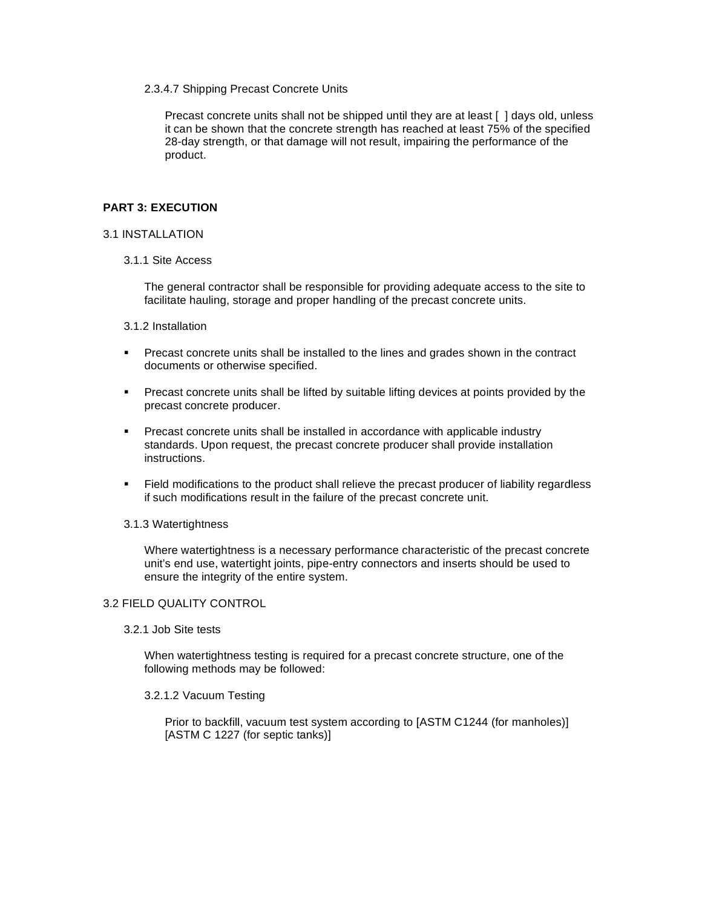2.3.4.7 Shipping Precast Concrete Units

Precast concrete units shall not be shipped until they are at least [ ] days old, unless it can be shown that the concrete strength has reached at least 75% of the specified 28-day strength, or that damage will not result, impairing the performance of the product.

## PART 3: EXECUTION

### 3.1 INSTALLATION

3.1.1 Site Access

The general contractor shall be responsible for providing adequate access to the site to facilitate hauling, storage and proper handling of the precast concrete units.

3.1.2 Installation

- Precast concrete units shall be installed to the lines and grades shown in the contract documents or otherwise specified.
- Precast concrete units shall be lifted by suitable lifting devices at points provided by the precast concrete producer.
- Precast concrete units shall be installed in accordance with applicable industry standards. Upon request, the precast concrete producer shall provide installation instructions.
- Field modifications to the product shall relieve the precast producer of liability regardless if such modifications result in the failure of the precast concrete unit.

3.1.3 Watertightness

Where watertightness is a necessary performance characteristic of the precast concrete unit's end use, watertight joints, pipe-entry connectors and inserts should be used to ensure the integrity of the entire system.

### 3.2 FIELD QUALITY CONTROL

3.2.1 Job Site tests

When watertightness testing is required for a precast concrete structure, one of the following methods may be followed:

3.2.1.2 Vacuum Testing

Prior to backfill, vacuum test system according to [ASTM C1244 (for manholes)] [ASTM C 1227 (for septic tanks)]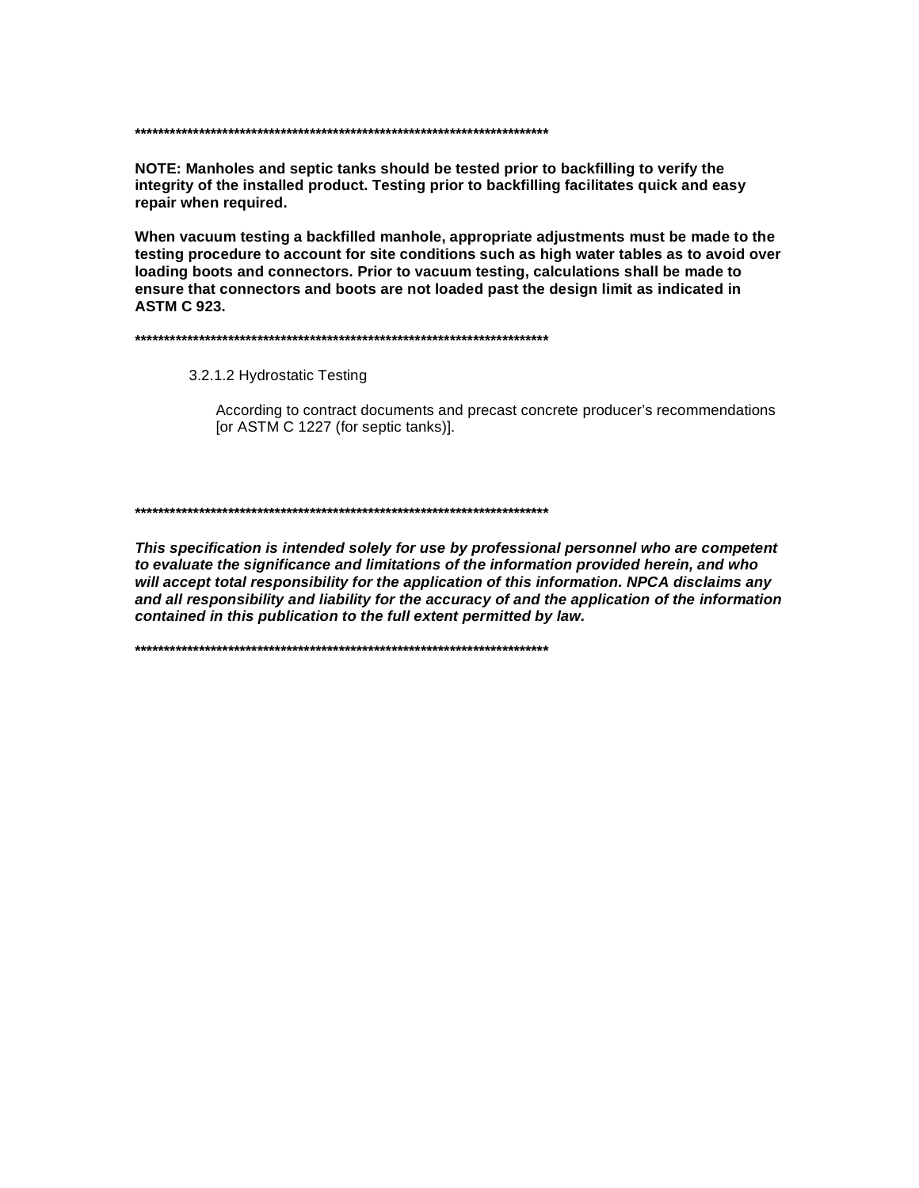**************************************************************************

**NOTE: Manholes and septic tanks should be tested prior to backfilling to verify the integrity of the installed product. Testing prior to backfilling facilitates quick and easy repair when required.**

**When vacuum testing a backfilled manhole, appropriate adjustments must be made to the testing procedure to account for site conditions such as high water tables as to avoid over loading boots and connectors. Prior to vacuum testing, calculations shall be made to ensure that connectors and boots are not loaded past the design limit as indicated in ASTM C 923.**

**************************************************************************

3.2.1.2 Hydrostatic Testing

According to contract documents and precast concrete producer's recommendations [or ASTM C 1227 (for septic tanks)].

**************************************************************************

***This specification is intended solely for use by professional personnel who are competent to evaluate the significance and limitations of the information provided herein, and who will accept total responsibility for the application of this information. NPCA disclaims any and all responsibility and liability for the accuracy of and the application of the information contained in this publication to the full extent permitted by law.***

**************************************************************************